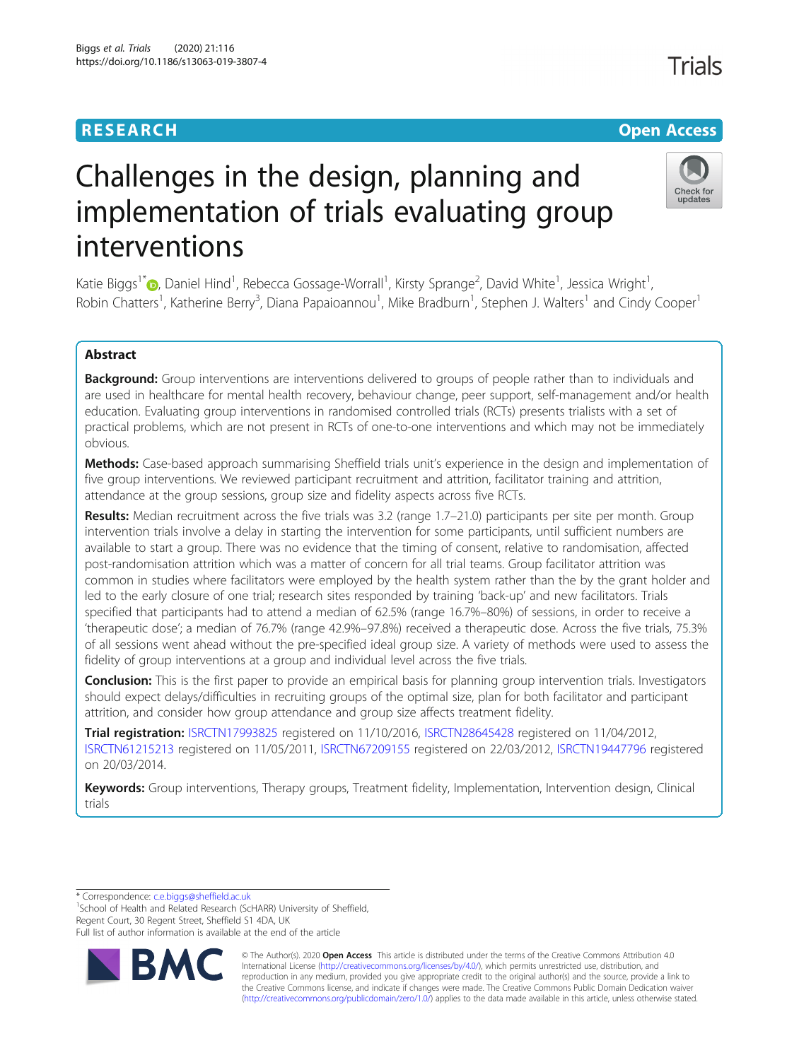RESEARCH

Open Access

# Challenges in the design, planning and implementation of trials evaluating group interventions

Katie Biggs[1*], Daniel Hind[1], Rebecca Gossage-Worrall[1], Kirsty Sprange[2], David White[1], Jessica Wright[1], Robin Chatters[1], Katherine Berry[3], Diana Papaioannou[1], Mike Bradburn[1], Stephen J. Walters[1] and Cindy Cooper[1]

## Abstract

**Background:** Group interventions are interventions delivered to groups of people rather than to individuals and are used in healthcare for mental health recovery, behaviour change, peer support, self-management and/or health education. Evaluating group interventions in randomised controlled trials (RCTs) presents trialists with a set of practical problems, which are not present in RCTs of one-to-one interventions and which may not be immediately obvious.

**Methods:** Case-based approach summarising Sheffield trials unit's experience in the design and implementation of five group interventions. We reviewed participant recruitment and attrition, facilitator training and attrition, attendance at the group sessions, group size and fidelity aspects across five RCTs.

**Results:** Median recruitment across the five trials was 3.2 (range 1.7–21.0) participants per site per month. Group intervention trials involve a delay in starting the intervention for some participants, until sufficient numbers are available to start a group. There was no evidence that the timing of consent, relative to randomisation, affected post-randomisation attrition which was a matter of concern for all trial teams. Group facilitator attrition was common in studies where facilitators were employed by the health system rather than the by the grant holder and led to the early closure of one trial; research sites responded by training 'back-up' and new facilitators. Trials specified that participants had to attend a median of 62.5% (range 16.7%–80%) of sessions, in order to receive a 'therapeutic dose'; a median of 76.7% (range 42.9%–97.8%) received a therapeutic dose. Across the five trials, 75.3% of all sessions went ahead without the pre-specified ideal group size. A variety of methods were used to assess the fidelity of group interventions at a group and individual level across the five trials.

**Conclusion:** This is the first paper to provide an empirical basis for planning group intervention trials. Investigators should expect delays/difficulties in recruiting groups of the optimal size, plan for both facilitator and participant attrition, and consider how group attendance and group size affects treatment fidelity.

**Trial registration:** ISRCTN17993825 registered on 11/10/2016, ISRCTN28645428 registered on 11/04/2012, ISRCTN61215213 registered on 11/05/2011, ISRCTN67209155 registered on 22/03/2012, ISRCTN19447796 registered on 20/03/2014.

**Keywords:** Group interventions, Therapy groups, Treatment fidelity, Implementation, Intervention design, Clinical trials

---

* Correspondence: c.e.biggs@sheffield.ac.uk

[1]School of Health and Related Research (ScHARR) University of Sheffield, Regent Court, 30 Regent Street, Sheffield S1 4DA, UK

Full list of author information is available at the end of the article

© The Author(s). 2020 **Open Access** This article is distributed under the terms of the Creative Commons Attribution 4.0 International License (http://creativecommons.org/licenses/by/4.0/), which permits unrestricted use, distribution, and reproduction in any medium, provided you give appropriate credit to the original author(s) and the source, provide a link to the Creative Commons license, and indicate if changes were made. The Creative Commons Public Domain Dedication waiver (http://creativecommons.org/publicdomain/zero/1.0/) applies to the data made available in this article, unless otherwise stated.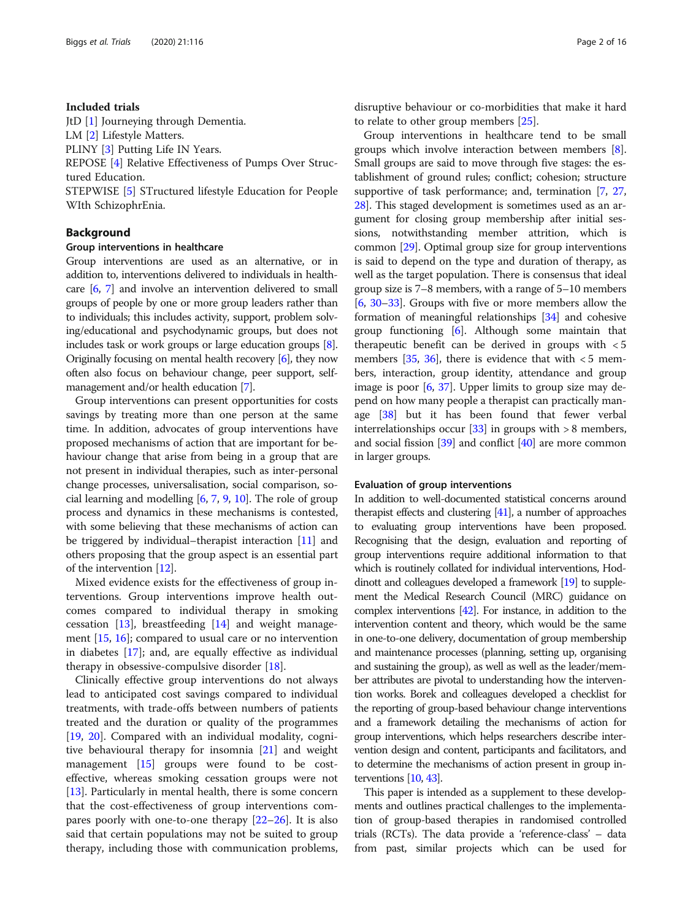### Included trials

JtD [1] Journeying through Dementia.
LM [2] Lifestyle Matters.
PLINY [3] Putting Life IN Years.
REPOSE [4] Relative Effectiveness of Pumps Over Structured Education.
STEPWISE [5] STructured lifestyle Education for People WIth SchizophrEnia.

## Background

### Group interventions in healthcare

Group interventions are used as an alternative, or in addition to, interventions delivered to individuals in healthcare [6, 7] and involve an intervention delivered to small groups of people by one or more group leaders rather than to individuals; this includes activity, support, problem solving/educational and psychodynamic groups, but does not includes task or work groups or large education groups [8]. Originally focusing on mental health recovery [6], they now often also focus on behaviour change, peer support, self-management and/or health education [7].

Group interventions can present opportunities for costs savings by treating more than one person at the same time. In addition, advocates of group interventions have proposed mechanisms of action that are important for behaviour change that arise from being in a group that are not present in individual therapies, such as inter-personal change processes, universalisation, social comparison, social learning and modelling [6, 7, 9, 10]. The role of group process and dynamics in these mechanisms is contested, with some believing that these mechanisms of action can be triggered by individual–therapist interaction [11] and others proposing that the group aspect is an essential part of the intervention [12].

Mixed evidence exists for the effectiveness of group interventions. Group interventions improve health outcomes compared to individual therapy in smoking cessation [13], breastfeeding [14] and weight management [15, 16]; compared to usual care or no intervention in diabetes [17]; and, are equally effective as individual therapy in obsessive-compulsive disorder [18].

Clinically effective group interventions do not always lead to anticipated cost savings compared to individual treatments, with trade-offs between numbers of patients treated and the duration or quality of the programmes [19, 20]. Compared with an individual modality, cognitive behavioural therapy for insomnia [21] and weight management [15] groups were found to be cost-effective, whereas smoking cessation groups were not [13]. Particularly in mental health, there is some concern that the cost-effectiveness of group interventions compares poorly with one-to-one therapy [22–26]. It is also said that certain populations may not be suited to group therapy, including those with communication problems, disruptive behaviour or co-morbidities that make it hard to relate to other group members [25].

Group interventions in healthcare tend to be small groups which involve interaction between members [8]. Small groups are said to move through five stages: the establishment of ground rules; conflict; cohesion; structure supportive of task performance; and, termination [7, 27, 28]. This staged development is sometimes used as an argument for closing group membership after initial sessions, notwithstanding member attrition, which is common [29]. Optimal group size for group interventions is said to depend on the type and duration of therapy, as well as the target population. There is consensus that ideal group size is 7–8 members, with a range of 5–10 members [6, 30–33]. Groups with five or more members allow the formation of meaningful relationships [34] and cohesive group functioning [6]. Although some maintain that therapeutic benefit can be derived in groups with < 5 members [35, 36], there is evidence that with < 5 members, interaction, group identity, attendance and group image is poor [6, 37]. Upper limits to group size may depend on how many people a therapist can practically manage [38] but it has been found that fewer verbal interrelationships occur [33] in groups with > 8 members, and social fission [39] and conflict [40] are more common in larger groups.

### Evaluation of group interventions

In addition to well-documented statistical concerns around therapist effects and clustering [41], a number of approaches to evaluating group interventions have been proposed. Recognising that the design, evaluation and reporting of group interventions require additional information to that which is routinely collated for individual interventions, Hoddinott and colleagues developed a framework [19] to supplement the Medical Research Council (MRC) guidance on complex interventions [42]. For instance, in addition to the intervention content and theory, which would be the same in one-to-one delivery, documentation of group membership and maintenance processes (planning, setting up, organising and sustaining the group), as well as well as the leader/member attributes are pivotal to understanding how the intervention works. Borek and colleagues developed a checklist for the reporting of group-based behaviour change interventions and a framework detailing the mechanisms of action for group interventions, which helps researchers describe intervention design and content, participants and facilitators, and to determine the mechanisms of action present in group interventions [10, 43].

This paper is intended as a supplement to these developments and outlines practical challenges to the implementation of group-based therapies in randomised controlled trials (RCTs). The data provide a 'reference-class' – data from past, similar projects which can be used for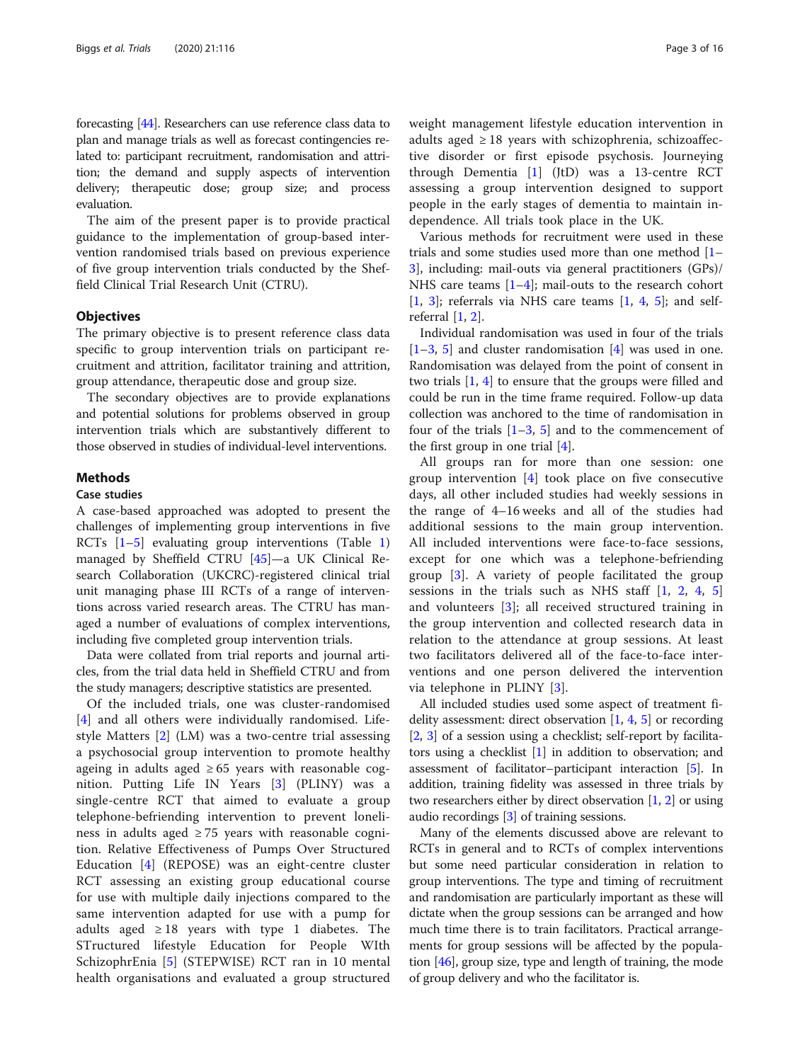forecasting [44]. Researchers can use reference class data to plan and manage trials as well as forecast contingencies related to: participant recruitment, randomisation and attrition; the demand and supply aspects of intervention delivery; therapeutic dose; group size; and process evaluation.

The aim of the present paper is to provide practical guidance to the implementation of group-based intervention randomised trials based on previous experience of five group intervention trials conducted by the Sheffield Clinical Trial Research Unit (CTRU).

## Objectives

The primary objective is to present reference class data specific to group intervention trials on participant recruitment and attrition, facilitator training and attrition, group attendance, therapeutic dose and group size.

The secondary objectives are to provide explanations and potential solutions for problems observed in group intervention trials which are substantively different to those observed in studies of individual-level interventions.

## Methods

### Case studies

A case-based approached was adopted to present the challenges of implementing group interventions in five RCTs [1–5] evaluating group interventions (Table 1) managed by Sheffield CTRU [45]—a UK Clinical Research Collaboration (UKCRC)-registered clinical trial unit managing phase III RCTs of a range of interventions across varied research areas. The CTRU has managed a number of evaluations of complex interventions, including five completed group intervention trials.

Data were collated from trial reports and journal articles, from the trial data held in Sheffield CTRU and from the study managers; descriptive statistics are presented.

Of the included trials, one was cluster-randomised [4] and all others were individually randomised. Lifestyle Matters [2] (LM) was a two-centre trial assessing a psychosocial group intervention to promote healthy ageing in adults aged ≥ 65 years with reasonable cognition. Putting Life IN Years [3] (PLINY) was a single-centre RCT that aimed to evaluate a group telephone-befriending intervention to prevent loneliness in adults aged ≥ 75 years with reasonable cognition. Relative Effectiveness of Pumps Over Structured Education [4] (REPOSE) was an eight-centre cluster RCT assessing an existing group educational course for use with multiple daily injections compared to the same intervention adapted for use with a pump for adults aged ≥ 18 years with type 1 diabetes. The STructured lifestyle Education for People WIth SchizophrEnia [5] (STEPWISE) RCT ran in 10 mental health organisations and evaluated a group structured weight management lifestyle education intervention in adults aged ≥ 18 years with schizophrenia, schizoaffective disorder or first episode psychosis. Journeying through Dementia [1] (JtD) was a 13-centre RCT assessing a group intervention designed to support people in the early stages of dementia to maintain independence. All trials took place in the UK.

Various methods for recruitment were used in these trials and some studies used more than one method [1–3], including: mail-outs via general practitioners (GPs)/NHS care teams [1–4]; mail-outs to the research cohort [1, 3]; referrals via NHS care teams [1, 4, 5]; and self-referral [1, 2].

Individual randomisation was used in four of the trials [1–3, 5] and cluster randomisation [4] was used in one. Randomisation was delayed from the point of consent in two trials [1, 4] to ensure that the groups were filled and could be run in the time frame required. Follow-up data collection was anchored to the time of randomisation in four of the trials [1–3, 5] and to the commencement of the first group in one trial [4].

All groups ran for more than one session: one group intervention [4] took place on five consecutive days, all other included studies had weekly sessions in the range of 4–16 weeks and all of the studies had additional sessions to the main group intervention. All included interventions were face-to-face sessions, except for one which was a telephone-befriending group [3]. A variety of people facilitated the group sessions in the trials such as NHS staff [1, 2, 4, 5] and volunteers [3]; all received structured training in the group intervention and collected research data in relation to the attendance at group sessions. At least two facilitators delivered all of the face-to-face interventions and one person delivered the intervention via telephone in PLINY [3].

All included studies used some aspect of treatment fidelity assessment: direct observation [1, 4, 5] or recording [2, 3] of a session using a checklist; self-report by facilitators using a checklist [1] in addition to observation; and assessment of facilitator–participant interaction [5]. In addition, training fidelity was assessed in three trials by two researchers either by direct observation [1, 2] or using audio recordings [3] of training sessions.

Many of the elements discussed above are relevant to RCTs in general and to RCTs of complex interventions but some need particular consideration in relation to group interventions. The type and timing of recruitment and randomisation are particularly important as these will dictate when the group sessions can be arranged and how much time there is to train facilitators. Practical arrangements for group sessions will be affected by the population [46], group size, type and length of training, the mode of group delivery and who the facilitator is.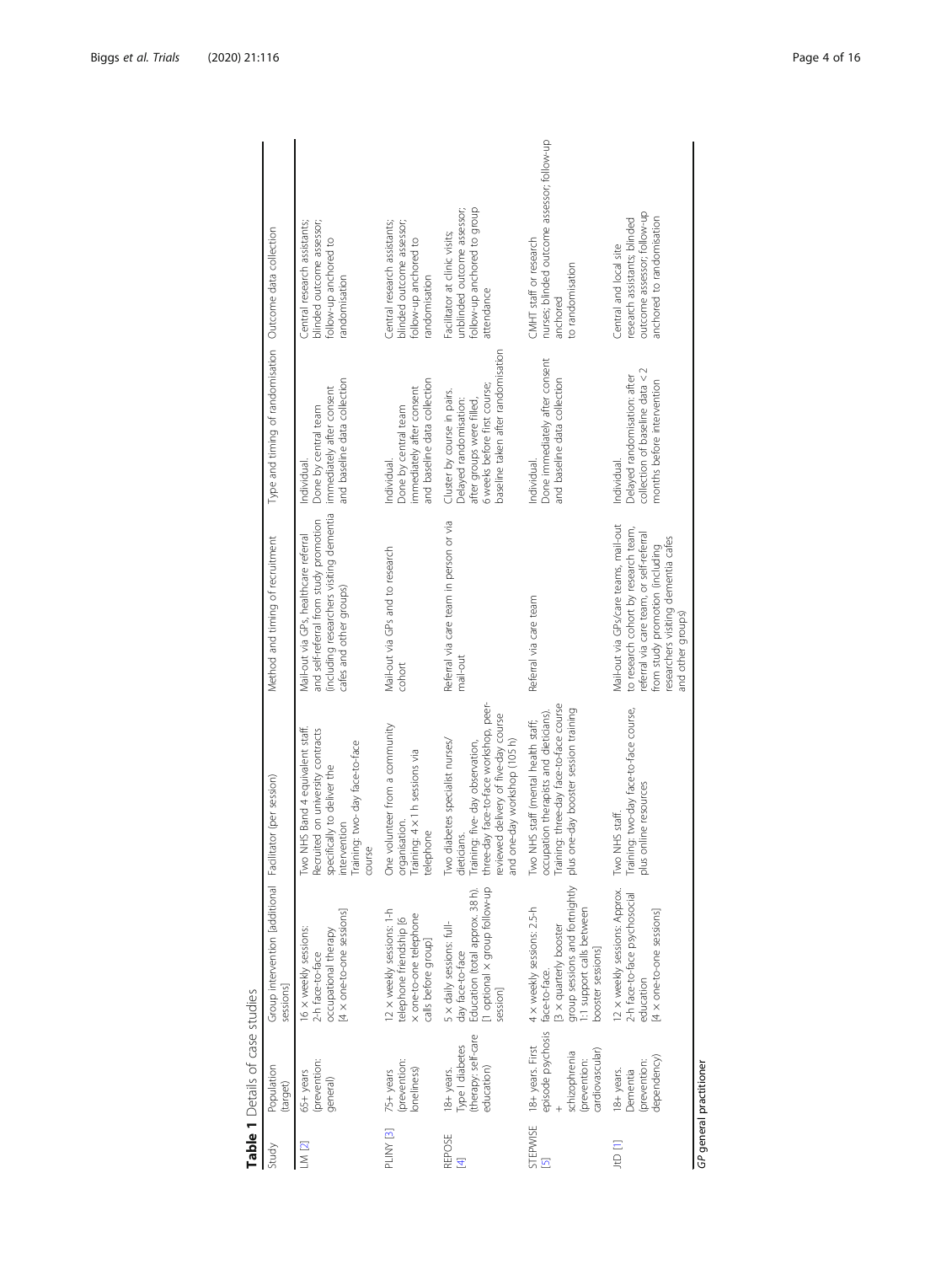**Table 1** Details of case studies

| Study | Population (target) | Group intervention [additional sessions] | Facilitator (per session) | Method and timing of recruitment | Type and timing of randomisation | Outcome data collection |
| --- | --- | --- | --- | --- | --- | --- |
| LM [2] | 65+ years (prevention: general) | 16 × weekly sessions: 2-h face-to-face occupational therapy [4 × one-to-one sessions] | Two NHS Band 4 equivalent staff. Recruited on university contracts specifically to deliver the intervention Training: two- day face-to-face course | Mail-out via GPs, healthcare referral and self-referral from study promotion (including researchers visiting dementia cafes and other groups) | Individual. Done by central team immediately after consent and baseline data collection | Central research assistants; blinded outcome assessor; follow-up anchored to randomisation |
| PLINY [3] | 75+ years (prevention: loneliness) | 12 × weekly sessions: 1-h telephone friendship [6 × one-to-one telephone calls before group] | One volunteer from a community organisation. Training: 4 × 1 h sessions via telephone | Mail-out via GPs and to research cohort | Individual. Done by central team immediately after consent and baseline data collection | Central research assistants; blinded outcome assessor; follow-up anchored to randomisation |
| REPOSE [4] | 18+ years. Type I diabetes (therapy: self-care education) | 5 × daily sessions: full-day face-to-face Education (total approx. 38 h). [1 optional × group follow-up session] | Two diabetes specialist nurses/ dieticians. Training: five-day observation, three-day face-to-face workshop, peer-reviewed delivery of five-day course and one-day workshop (105 h) | Referral via care team in person or via mail-out | Cluster by course in pairs. Delayed randomisation: after groups were filled, 6 weeks before first course; baseline taken after randomisation | Facilitator at clinic visits; unblinded outcome assessor; follow-up anchored to group attendance |
| STEPWISE [5] | 18+ years. First episode psychosis + schizophrenia (prevention: cardiovascular) | 4 × weekly sessions: 2.5-h face-to-face. [3 × quarterly booster group sessions and fortnightly 1:1 support calls between booster sessions] | Two NHS staff (mental health staff, occupation therapists and dieticians). Training: three-day face-to-face course plus one-day booster session training | Referral via care team | Individual. Done immediately after consent and baseline data collection | CMHT staff or research nurses; blinded outcome assessor; follow-up anchored to randomisation |
| JtD [1] | 18+ years. Dementia (prevention: dependency) | 12 × weekly sessions: Approx. 2-h face-to-face psychosocial education [4 × one-to-one sessions] | Two NHS staff. Training: two-day face-to-face course, plus online resources | Mail-out via GPs/care teams, mail-out to research cohort by research team, referral via care team, or self-referral from study promotion (including researchers visiting dementia cafes and other groups) | Individual. Delayed randomisation: after collection of baseline data < 2 months before intervention | Central and local site research assistants; blinded outcome assessor; follow-up anchored to randomisation |

*GP* general practitioner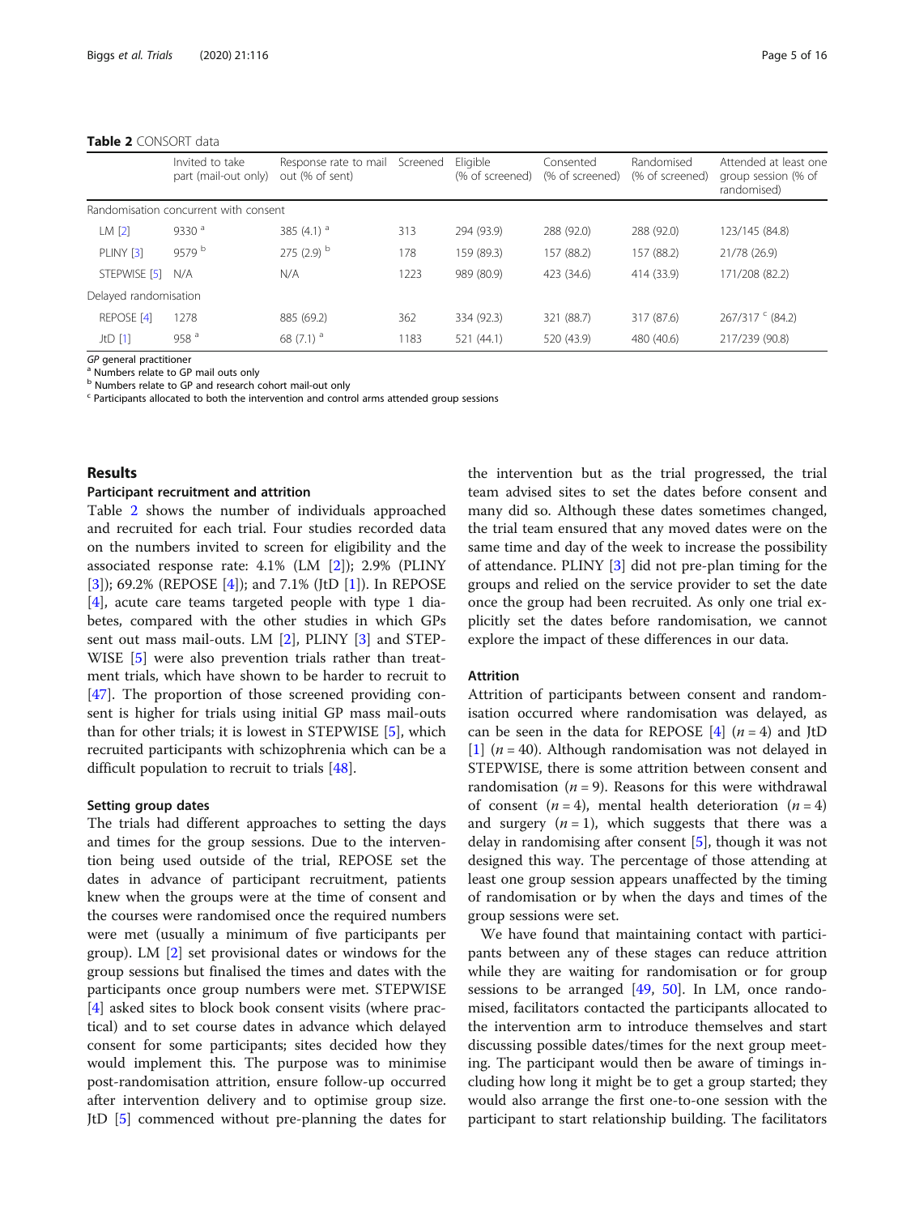**Table 2** CONSORT data

| | Invited to take part (mail-out only) | Response rate to mail out (% of sent) | Screened | Eligible (% of screened) | Consented (% of screened) | Randomised (% of screened) | Attended at least one group session (% of randomised) |
|---|---|---|---|---|---|---|---|
| Randomisation concurrent with consent | | | | | | | |
| LM [2] | 9330 [a] | 385 (4.1) [a] | 313 | 294 (93.9) | 288 (92.0) | 288 (92.0) | 123/145 (84.8) |
| PLINY [3] | 9579 [b] | 275 (2.9) [b] | 178 | 159 (89.3) | 157 (88.2) | 157 (88.2) | 21/78 (26.9) |
| STEPWISE [5] | N/A | N/A | 1223 | 989 (80.9) | 423 (34.6) | 414 (33.9) | 171/208 (82.2) |
| Delayed randomisation | | | | | | | |
| REPOSE [4] | 1278 | 885 (69.2) | 362 | 334 (92.3) | 321 (88.7) | 317 (87.6) | 267/317 [c] (84.2) |
| JtD [1] | 958 [a] | 68 (7.1) [a] | 1183 | 521 (44.1) | 520 (43.9) | 480 (40.6) | 217/239 (90.8) |

*GP* general practitioner
[a] Numbers relate to GP mail outs only
[b] Numbers relate to GP and research cohort mail-out only
[c] Participants allocated to both the intervention and control arms attended group sessions

## Results

### Participant recruitment and attrition

Table 2 shows the number of individuals approached and recruited for each trial. Four studies recorded data on the numbers invited to screen for eligibility and the associated response rate: 4.1% (LM [2]); 2.9% (PLINY [3]); 69.2% (REPOSE [4]); and 7.1% (JtD [1]). In REPOSE [4], acute care teams targeted people with type 1 diabetes, compared with the other studies in which GPs sent out mass mail-outs. LM [2], PLINY [3] and STEPWISE [5] were also prevention trials rather than treatment trials, which have shown to be harder to recruit to [47]. The proportion of those screened providing consent is higher for trials using initial GP mass mail-outs than for other trials; it is lowest in STEPWISE [5], which recruited participants with schizophrenia which can be a difficult population to recruit to trials [48].

#### Setting group dates

The trials had different approaches to setting the days and times for the group sessions. Due to the intervention being used outside of the trial, REPOSE set the dates in advance of participant recruitment, patients knew when the groups were at the time of consent and the courses were randomised once the required numbers were met (usually a minimum of five participants per group). LM [2] set provisional dates or windows for the group sessions but finalised the times and dates with the participants once group numbers were met. STEPWISE [4] asked sites to block book consent visits (where practical) and to set course dates in advance which delayed consent for some participants; sites decided how they would implement this. The purpose was to minimise post-randomisation attrition, ensure follow-up occurred after intervention delivery and to optimise group size. JtD [5] commenced without pre-planning the dates for the intervention but as the trial progressed, the trial team advised sites to set the dates before consent and many did so. Although these dates sometimes changed, the trial team ensured that any moved dates were on the same time and day of the week to increase the possibility of attendance. PLINY [3] did not pre-plan timing for the groups and relied on the service provider to set the date once the group had been recruited. As only one trial explicitly set the dates before randomisation, we cannot explore the impact of these differences in our data.

### Attrition

Attrition of participants between consent and randomisation occurred where randomisation was delayed, as can be seen in the data for REPOSE [4] ($n = 4$) and JtD [1] ($n = 40$). Although randomisation was not delayed in STEPWISE, there is some attrition between consent and randomisation ($n = 9$). Reasons for this were withdrawal of consent ($n = 4$), mental health deterioration ($n = 4$) and surgery ($n = 1$), which suggests that there was a delay in randomising after consent [5], though it was not designed this way. The percentage of those attending at least one group session appears unaffected by the timing of randomisation or by when the days and times of the group sessions were set.

We have found that maintaining contact with participants between any of these stages can reduce attrition while they are waiting for randomisation or for group sessions to be arranged [49, 50]. In LM, once randomised, facilitators contacted the participants allocated to the intervention arm to introduce themselves and start discussing possible dates/times for the next group meeting. The participant would then be aware of timings including how long it might be to get a group started; they would also arrange the first one-to-one session with the participant to start relationship building. The facilitators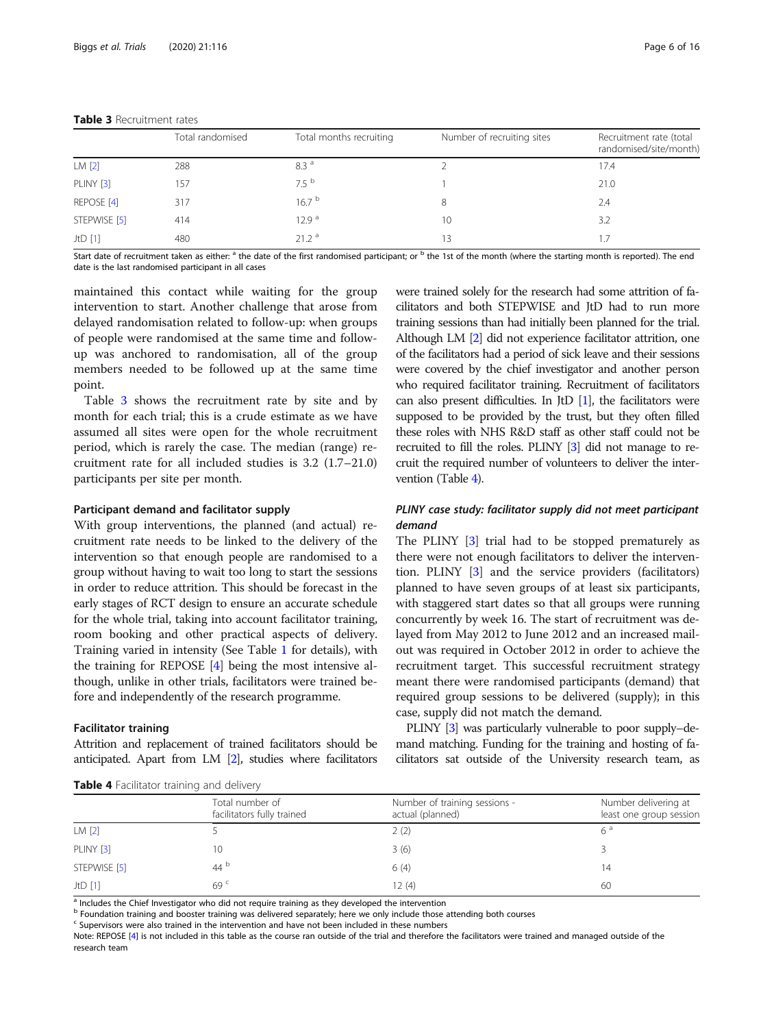**Table 3** Recruitment rates

| | Total randomised | Total months recruiting | Number of recruiting sites | Recruitment rate (total randomised/site/month) |
|---|---|---|---|---|
| LM [2] | 288 | 8.3 [a] | 2 | 17.4 |
| PLINY [3] | 157 | 7.5 [b] | 1 | 21.0 |
| REPOSE [4] | 317 | 16.7 [b] | 8 | 2.4 |
| STEPWISE [5] | 414 | 12.9 [a] | 10 | 3.2 |
| JtD [1] | 480 | 21.2 [a] | 13 | 1.7 |

Start date of recruitment taken as either: [a] the date of the first randomised participant; or [b] the 1st of the month (where the starting month is reported). The end date is the last randomised participant in all cases

maintained this contact while waiting for the group intervention to start. Another challenge that arose from delayed randomisation related to follow-up: when groups of people were randomised at the same time and follow-up was anchored to randomisation, all of the group members needed to be followed up at the same time point.

Table 3 shows the recruitment rate by site and by month for each trial; this is a crude estimate as we have assumed all sites were open for the whole recruitment period, which is rarely the case. The median (range) recruitment rate for all included studies is 3.2 (1.7–21.0) participants per site per month.

#### Participant demand and facilitator supply

With group interventions, the planned (and actual) recruitment rate needs to be linked to the delivery of the intervention so that enough people are randomised to a group without having to wait too long to start the sessions in order to reduce attrition. This should be forecast in the early stages of RCT design to ensure an accurate schedule for the whole trial, taking into account facilitator training, room booking and other practical aspects of delivery. Training varied in intensity (See Table 1 for details), with the training for REPOSE [4] being the most intensive although, unlike in other trials, facilitators were trained before and independently of the research programme.

#### Facilitator training

Attrition and replacement of trained facilitators should be anticipated. Apart from LM [2], studies where facilitators were trained solely for the research had some attrition of facilitators and both STEPWISE and JtD had to run more training sessions than had initially been planned for the trial. Although LM [2] did not experience facilitator attrition, one of the facilitators had a period of sick leave and their sessions were covered by the chief investigator and another person who required facilitator training. Recruitment of facilitators can also present difficulties. In JtD [1], the facilitators were supposed to be provided by the trust, but they often filled these roles with NHS R&D staff as other staff could not be recruited to fill the roles. PLINY [3] did not manage to recruit the required number of volunteers to deliver the intervention (Table 4).

#### *PLINY case study: facilitator supply did not meet participant demand*

The PLINY [3] trial had to be stopped prematurely as there were not enough facilitators to deliver the intervention. PLINY [3] and the service providers (facilitators) planned to have seven groups of at least six participants, with staggered start dates so that all groups were running concurrently by week 16. The start of recruitment was delayed from May 2012 to June 2012 and an increased mail-out was required in October 2012 in order to achieve the recruitment target. This successful recruitment strategy meant there were randomised participants (demand) that required group sessions to be delivered (supply); in this case, supply did not match the demand.

PLINY [3] was particularly vulnerable to poor supply–demand matching. Funding for the training and hosting of facilitators sat outside of the University research team, as

**Table 4** Facilitator training and delivery

| | Total number of facilitators fully trained | Number of training sessions - actual (planned) | Number delivering at least one group session |
|---|---|---|---|
| LM [2] | 5 | 2 (2) | 6 [a] |
| PLINY [3] | 10 | 3 (6) | 3 |
| STEPWISE [5] | 44 [b] | 6 (4) | 14 |
| JtD [1] | 69 [c] | 12 (4) | 60 |

[a] Includes the Chief Investigator who did not require training as they developed the intervention
[b] Foundation training and booster training was delivered separately; here we only include those attending both courses
[c] Supervisors were also trained in the intervention and have not been included in these numbers
Note: REPOSE [4] is not included in this table as the course ran outside of the trial and therefore the facilitators were trained and managed outside of the research team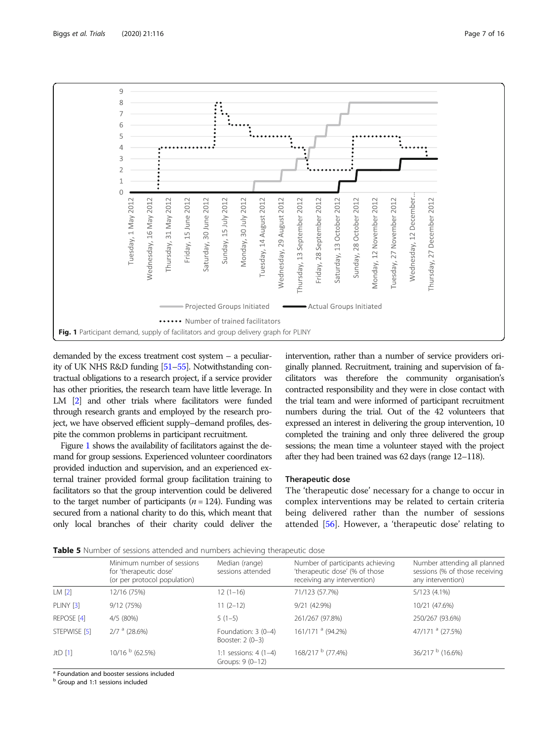Fig. 1 Participant demand, supply of facilitators and group delivery graph for PLINY

demanded by the excess treatment cost system – a peculiarity of UK NHS R&D funding [51–55]. Notwithstanding contractual obligations to a research project, if a service provider has other priorities, the research team have little leverage. In LM [2] and other trials where facilitators were funded through research grants and employed by the research project, we have observed efficient supply–demand profiles, despite the common problems in participant recruitment.

Figure 1 shows the availability of facilitators against the demand for group sessions. Experienced volunteer coordinators provided induction and supervision, and an experienced external trainer provided formal group facilitation training to facilitators so that the group intervention could be delivered to the target number of participants ($n = 124$). Funding was secured from a national charity to do this, which meant that only local branches of their charity could deliver the intervention, rather than a number of service providers originally planned. Recruitment, training and supervision of facilitators was therefore the community organisation's contracted responsibility and they were in close contact with the trial team and were informed of participant recruitment numbers during the trial. Out of the 42 volunteers that expressed an interest in delivering the group intervention, 10 completed the training and only three delivered the group sessions; the mean time a volunteer stayed with the project after they had been trained was 62 days (range 12–118).

### Therapeutic dose

The 'therapeutic dose' necessary for a change to occur in complex interventions may be related to certain criteria being delivered rather than the number of sessions attended [56]. However, a 'therapeutic dose' relating to

**Table 5** Number of sessions attended and numbers achieving therapeutic dose

| | Minimum number of sessions for 'therapeutic dose' (or per protocol population) | Median (range) sessions attended | Number of participants achieving 'therapeutic dose' (% of those receiving any intervention) | Number attending all planned sessions (% of those receiving any intervention) |
|---|---|---|---|---|
| LM [2] | 12/16 (75%) | 12 (1–16) | 71/123 (57.7%) | 5/123 (4.1%) |
| PLINY [3] | 9/12 (75%) | 11 (2–12) | 9/21 (42.9%) | 10/21 (47.6%) |
| REPOSE [4] | 4/5 (80%) | 5 (1–5) | 261/267 (97.8%) | 250/267 (93.6%) |
| STEPWISE [5] | 2/7 [a] (28.6%) | Foundation: 3 (0–4) Booster: 2 (0–3) | 161/171 [a] (94.2%) | 47/171 [a] (27.5%) |
| JtD [1] | 10/16 [b] (62.5%) | 1:1 sessions: 4 (1–4) Groups: 9 (0–12) | 168/217 [b] (77.4%) | 36/217 [b] (16.6%) |

[a] Foundation and booster sessions included
[b] Group and 1:1 sessions included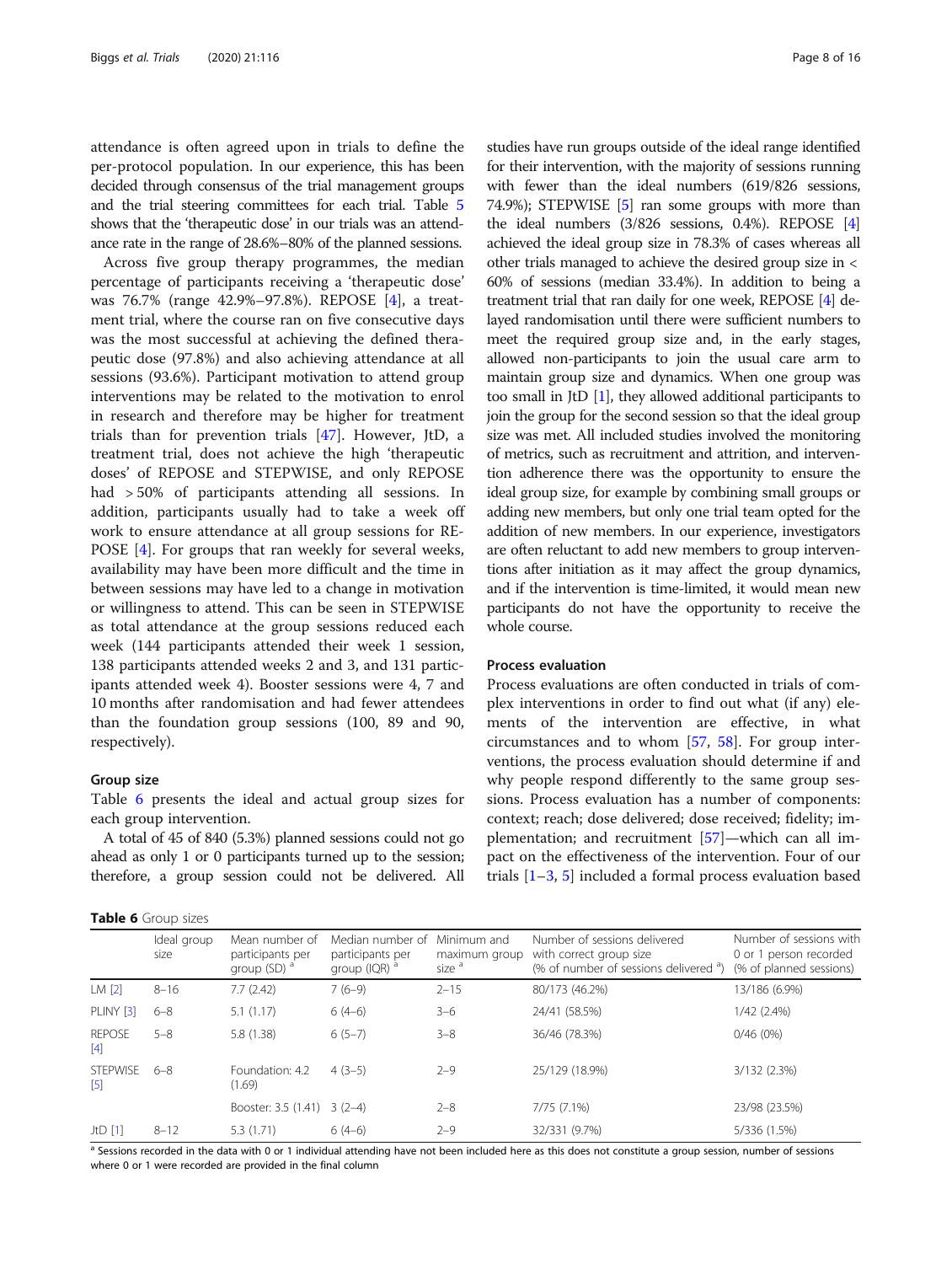attendance is often agreed upon in trials to define the per-protocol population. In our experience, this has been decided through consensus of the trial management groups and the trial steering committees for each trial. Table 5 shows that the 'therapeutic dose' in our trials was an attendance rate in the range of 28.6%–80% of the planned sessions.

Across five group therapy programmes, the median percentage of participants receiving a 'therapeutic dose' was 76.7% (range 42.9%–97.8%). REPOSE [4], a treatment trial, where the course ran on five consecutive days was the most successful at achieving the defined therapeutic dose (97.8%) and also achieving attendance at all sessions (93.6%). Participant motivation to attend group interventions may be related to the motivation to enrol in research and therefore may be higher for treatment trials than for prevention trials [47]. However, JtD, a treatment trial, does not achieve the high 'therapeutic doses' of REPOSE and STEPWISE, and only REPOSE had > 50% of participants attending all sessions. In addition, participants usually had to take a week off work to ensure attendance at all group sessions for REPOSE [4]. For groups that ran weekly for several weeks, availability may have been more difficult and the time in between sessions may have led to a change in motivation or willingness to attend. This can be seen in STEPWISE as total attendance at the group sessions reduced each week (144 participants attended their week 1 session, 138 participants attended weeks 2 and 3, and 131 participants attended week 4). Booster sessions were 4, 7 and 10 months after randomisation and had fewer attendees than the foundation group sessions (100, 89 and 90, respectively).

### Group size

Table 6 presents the ideal and actual group sizes for each group intervention.

A total of 45 of 840 (5.3%) planned sessions could not go ahead as only 1 or 0 participants turned up to the session; therefore, a group session could not be delivered. All studies have run groups outside of the ideal range identified for their intervention, with the majority of sessions running with fewer than the ideal numbers (619/826 sessions, 74.9%); STEPWISE [5] ran some groups with more than the ideal numbers (3/826 sessions, 0.4%). REPOSE [4] achieved the ideal group size in 78.3% of cases whereas all other trials managed to achieve the desired group size in < 60% of sessions (median 33.4%). In addition to being a treatment trial that ran daily for one week, REPOSE [4] delayed randomisation until there were sufficient numbers to meet the required group size and, in the early stages, allowed non-participants to join the usual care arm to maintain group size and dynamics. When one group was too small in JtD [1], they allowed additional participants to join the group for the second session so that the ideal group size was met. All included studies involved the monitoring of metrics, such as recruitment and attrition, and intervention adherence there was the opportunity to ensure the ideal group size, for example by combining small groups or adding new members, but only one trial team opted for the addition of new members. In our experience, investigators are often reluctant to add new members to group interventions after initiation as it may affect the group dynamics, and if the intervention is time-limited, it would mean new participants do not have the opportunity to receive the whole course.

### Process evaluation

Process evaluations are often conducted in trials of complex interventions in order to find out what (if any) elements of the intervention are effective, in what circumstances and to whom [57, 58]. For group interventions, the process evaluation should determine if and why people respond differently to the same group sessions. Process evaluation has a number of components: context; reach; dose delivered; dose received; fidelity; implementation; and recruitment [57]—which can all impact on the effectiveness of the intervention. Four of our trials [1–3, 5] included a formal process evaluation based

**Table 6** Group sizes

| | Ideal group size | Mean number of participants per group (SD) [a] | Median number of participants per group (IQR) [a] | Minimum and maximum group size [a] | Number of sessions delivered with correct group size (% of number of sessions delivered [a]) | Number of sessions with 0 or 1 person recorded (% of planned sessions) |
|---|---|---|---|---|---|---|
| LM [2] | 8–16 | 7.7 (2.42) | 7 (6–9) | 2–15 | 80/173 (46.2%) | 13/186 (6.9%) |
| PLINY [3] | 6–8 | 5.1 (1.17) | 6 (4–6) | 3–6 | 24/41 (58.5%) | 1/42 (2.4%) |
| REPOSE [4] | 5–8 | 5.8 (1.38) | 6 (5–7) | 3–8 | 36/46 (78.3%) | 0/46 (0%) |
| STEPWISE [5] | 6–8 | Foundation: 4.2 (1.69) | 4 (3–5) | 2–9 | 25/129 (18.9%) | 3/132 (2.3%) |
| | | Booster: 3.5 (1.41) | 3 (2–4) | 2–8 | 7/75 (7.1%) | 23/98 (23.5%) |
| JtD [1] | 8–12 | 5.3 (1.71) | 6 (4–6) | 2–9 | 32/331 (9.7%) | 5/336 (1.5%) |

[a] Sessions recorded in the data with 0 or 1 individual attending have not been included here as this does not constitute a group session, number of sessions where 0 or 1 were recorded are provided in the final column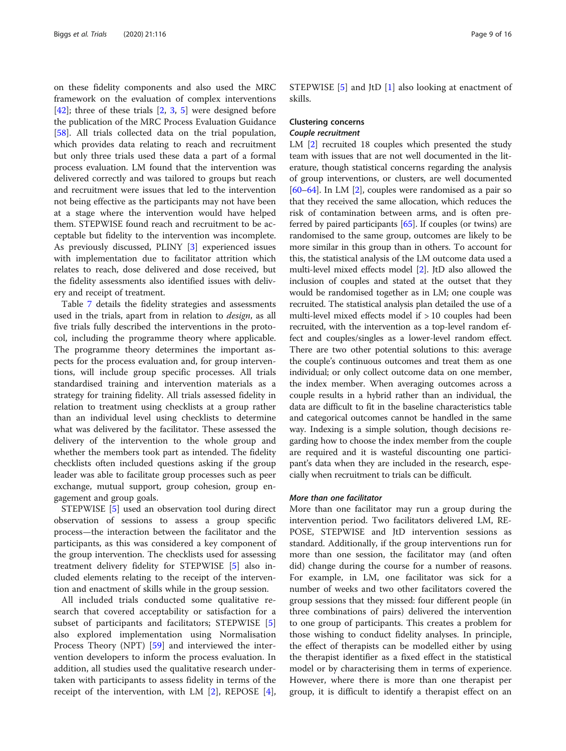on these fidelity components and also used the MRC framework on the evaluation of complex interventions [42]; three of these trials [2, 3, 5] were designed before the publication of the MRC Process Evaluation Guidance [58]. All trials collected data on the trial population, which provides data relating to reach and recruitment but only three trials used these data a part of a formal process evaluation. LM found that the intervention was delivered correctly and was tailored to groups but reach and recruitment were issues that led to the intervention not being effective as the participants may not have been at a stage where the intervention would have helped them. STEPWISE found reach and recruitment to be acceptable but fidelity to the intervention was incomplete. As previously discussed, PLINY [3] experienced issues with implementation due to facilitator attrition which relates to reach, dose delivered and dose received, but the fidelity assessments also identified issues with delivery and receipt of treatment.

Table 7 details the fidelity strategies and assessments used in the trials, apart from in relation to *design*, as all five trials fully described the interventions in the protocol, including the programme theory where applicable. The programme theory determines the important aspects for the process evaluation and, for group interventions, will include group specific processes. All trials standardised training and intervention materials as a strategy for training fidelity. All trials assessed fidelity in relation to treatment using checklists at a group rather than an individual level using checklists to determine what was delivered by the facilitator. These assessed the delivery of the intervention to the whole group and whether the members took part as intended. The fidelity checklists often included questions asking if the group leader was able to facilitate group processes such as peer exchange, mutual support, group cohesion, group engagement and group goals.

STEPWISE [5] used an observation tool during direct observation of sessions to assess a group specific process—the interaction between the facilitator and the participants, as this was considered a key component of the group intervention. The checklists used for assessing treatment delivery fidelity for STEPWISE [5] also included elements relating to the receipt of the intervention and enactment of skills while in the group session.

All included trials conducted some qualitative research that covered acceptability or satisfaction for a subset of participants and facilitators; STEPWISE [5] also explored implementation using Normalisation Process Theory (NPT) [59] and interviewed the intervention developers to inform the process evaluation. In addition, all studies used the qualitative research undertaken with participants to assess fidelity in terms of the receipt of the intervention, with LM [2], REPOSE [4], STEPWISE [5] and JtD [1] also looking at enactment of skills.

## Clustering concerns

### *Couple recruitment*

LM [2] recruited 18 couples which presented the study team with issues that are not well documented in the literature, though statistical concerns regarding the analysis of group interventions, or clusters, are well documented [60–64]. In LM [2], couples were randomised as a pair so that they received the same allocation, which reduces the risk of contamination between arms, and is often preferred by paired participants [65]. If couples (or twins) are randomised to the same group, outcomes are likely to be more similar in this group than in others. To account for this, the statistical analysis of the LM outcome data used a multi-level mixed effects model [2]. JtD also allowed the inclusion of couples and stated at the outset that they would be randomised together as in LM; one couple was recruited. The statistical analysis plan detailed the use of a multi-level mixed effects model if > 10 couples had been recruited, with the intervention as a top-level random effect and couples/singles as a lower-level random effect. There are two other potential solutions to this: average the couple's continuous outcomes and treat them as one individual; or only collect outcome data on one member, the index member. When averaging outcomes across a couple results in a hybrid rather than an individual, the data are difficult to fit in the baseline characteristics table and categorical outcomes cannot be handled in the same way. Indexing is a simple solution, though decisions regarding how to choose the index member from the couple are required and it is wasteful discounting one participant's data when they are included in the research, especially when recruitment to trials can be difficult.

### *More than one facilitator*

More than one facilitator may run a group during the intervention period. Two facilitators delivered LM, REPOSE, STEPWISE and JtD intervention sessions as standard. Additionally, if the group interventions run for more than one session, the facilitator may (and often did) change during the course for a number of reasons. For example, in LM, one facilitator was sick for a number of weeks and two other facilitators covered the group sessions that they missed: four different people (in three combinations of pairs) delivered the intervention to one group of participants. This creates a problem for those wishing to conduct fidelity analyses. In principle, the effect of therapists can be modelled either by using the therapist identifier as a fixed effect in the statistical model or by characterising them in terms of experience. However, where there is more than one therapist per group, it is difficult to identify a therapist effect on an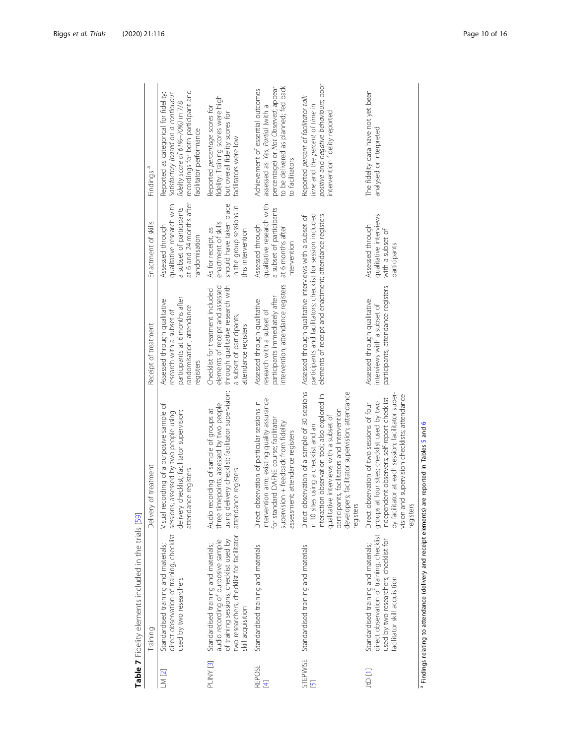**Table 7** Fidelity elements included in the trials [59]

| | Training | Delivery of treatment | Receipt of treatment | Enactment of skills | Findings [a] |
|---|---|---|---|---|---|
| LM [2] | Standardised training and materials; direct observation of training, checklist used by two researchers | Visual recording of a purposive sample of sessions; assessed by two people using delivery checklist; facilitator supervision; attendance registers | Assessed through qualitative research with a subset of participants at 6 months after randomisation; attendance registers | Assessed through qualitative research with a subset of participants at 6 and 24 months after randomisation | Reported as categorical for fidelity: *Satisfactory (based on a continuous fidelity score of 61%–70%) in 7/8* recordings for both participant and facilitator performance |
| PLINY [3] | Standardised training and materials; audio recording of purposive sample of training sessions; checklist used by two researchers; checklist for facilitator skill acquisition | Audio recording of sample of groups at three timepoints; assessed by two people using delivery checklist; facilitator supervision; attendance registers | Checklist for treatment included elements of receipt and assessed through qualitative research with a subset of participants; attendance registers | As for receipt, as enactment of skills should have taken place in the group sessions in this intervention | Reported *percentage scores* for fidelity: Training scores were high but overall fidelity scores for facilitators were low |
| REPOSE [4] | Standardised training and materials | Direct observation of particular sessions in intervention arm; existing quality assurance for standard DAFNE course; facilitator supervision + feedback from fidelity assessment; attendance registers | Assessed through qualitative research with a subset of participants immediately after intervention; attendance registers | Assessed through qualitative research with a subset of participants at 6 months after intervention | Achievement of essential outcomes assessed as: *Yes*, *Partial* (with a percentage) or *Not Observed*; appear to be delivered as planned; fed back to facilitators |
| STEPWISE [5] | Standardised training and materials | Direct observation of a sample of 30 sessions in 10 sites using a checklist and an interaction observation tool; also explored in qualitative interviews with a subset of participants, facilitators and intervention developers; facilitator supervision; attendance registers | Assessed through qualitative interviews with a subset of participants and facilitators; checklist for session included elements of receipt and enactment; attendance registers | | Reported *percent of facilitator talk time* and the *percent of time in positive and negative behaviours*; poor intervention fidelity reported |
| JtD [1] | Standardised training and materials; direct observation of training, checklist used by two researchers; checklist for facilitator skill acquisition | Direct observation of two sessions of four groups at four sites; checklist used by two independent observers; self-report checklist by facilitator at each session; facilitator supervision and supervision checklists; attendance registers | Assessed through qualitative interviews with a subset of participants; attendance registers | Assessed through qualitative interviews with a subset of participants | The fidelity data have not yet been analysed or interpreted |

[a] Findings relating to attendance (delivery and receipt elements) are reported in Tables 5 and 6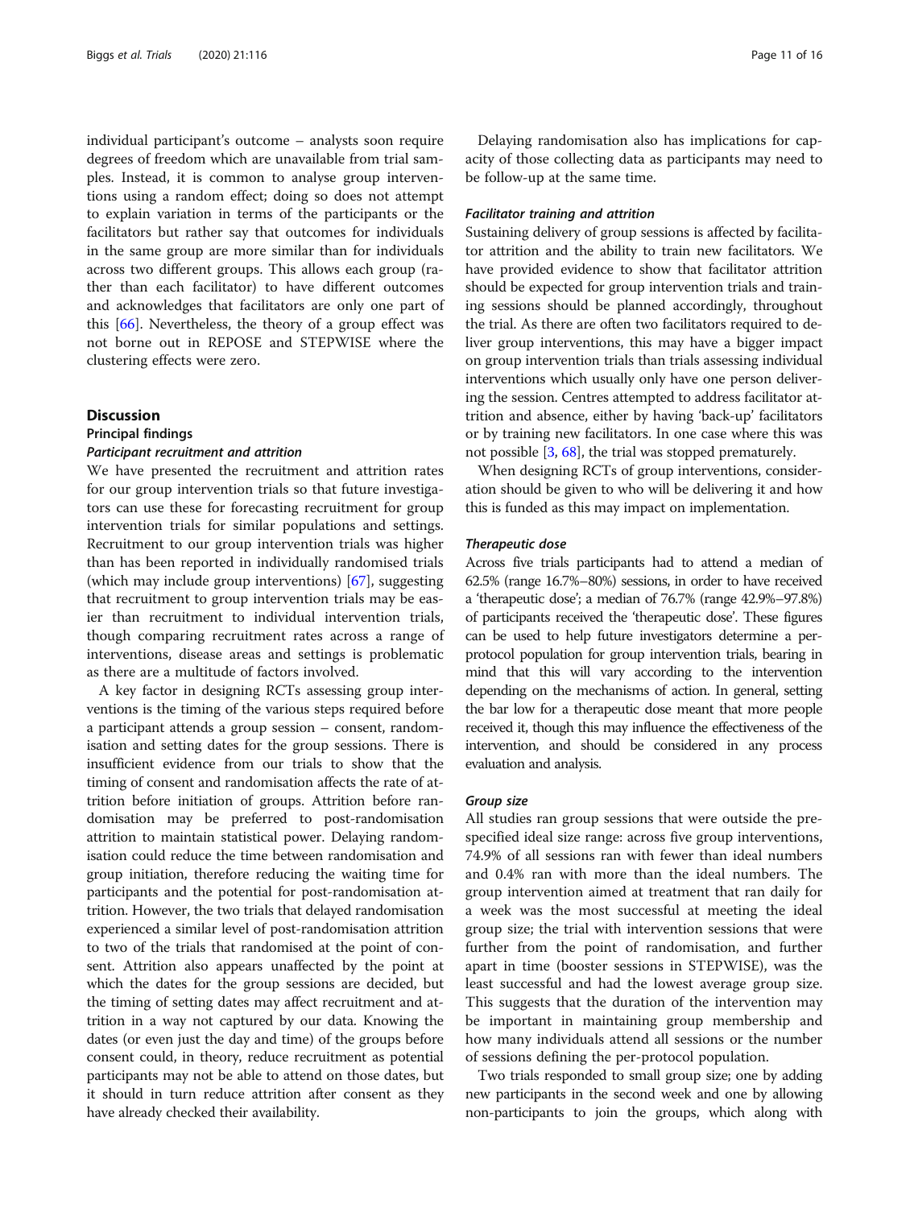individual participant's outcome – analysts soon require degrees of freedom which are unavailable from trial samples. Instead, it is common to analyse group interventions using a random effect; doing so does not attempt to explain variation in terms of the participants or the facilitators but rather say that outcomes for individuals in the same group are more similar than for individuals across two different groups. This allows each group (rather than each facilitator) to have different outcomes and acknowledges that facilitators are only one part of this [66]. Nevertheless, the theory of a group effect was not borne out in REPOSE and STEPWISE where the clustering effects were zero.

## Discussion

### Principal findings

#### *Participant recruitment and attrition*

We have presented the recruitment and attrition rates for our group intervention trials so that future investigators can use these for forecasting recruitment for group intervention trials for similar populations and settings. Recruitment to our group intervention trials was higher than has been reported in individually randomised trials (which may include group interventions) [67], suggesting that recruitment to group intervention trials may be easier than recruitment to individual intervention trials, though comparing recruitment rates across a range of interventions, disease areas and settings is problematic as there are a multitude of factors involved.

A key factor in designing RCTs assessing group interventions is the timing of the various steps required before a participant attends a group session – consent, randomisation and setting dates for the group sessions. There is insufficient evidence from our trials to show that the timing of consent and randomisation affects the rate of attrition before initiation of groups. Attrition before randomisation may be preferred to post-randomisation attrition to maintain statistical power. Delaying randomisation could reduce the time between randomisation and group initiation, therefore reducing the waiting time for participants and the potential for post-randomisation attrition. However, the two trials that delayed randomisation experienced a similar level of post-randomisation attrition to two of the trials that randomised at the point of consent. Attrition also appears unaffected by the point at which the dates for the group sessions are decided, but the timing of setting dates may affect recruitment and attrition in a way not captured by our data. Knowing the dates (or even just the day and time) of the groups before consent could, in theory, reduce recruitment as potential participants may not be able to attend on those dates, but it should in turn reduce attrition after consent as they have already checked their availability.

Delaying randomisation also has implications for capacity of those collecting data as participants may need to be follow-up at the same time.

#### *Facilitator training and attrition*

Sustaining delivery of group sessions is affected by facilitator attrition and the ability to train new facilitators. We have provided evidence to show that facilitator attrition should be expected for group intervention trials and training sessions should be planned accordingly, throughout the trial. As there are often two facilitators required to deliver group interventions, this may have a bigger impact on group intervention trials than trials assessing individual interventions which usually only have one person delivering the session. Centres attempted to address facilitator attrition and absence, either by having 'back-up' facilitators or by training new facilitators. In one case where this was not possible [3, 68], the trial was stopped prematurely.

When designing RCTs of group interventions, consideration should be given to who will be delivering it and how this is funded as this may impact on implementation.

#### *Therapeutic dose*

Across five trials participants had to attend a median of 62.5% (range 16.7%–80%) sessions, in order to have received a 'therapeutic dose'; a median of 76.7% (range 42.9%–97.8%) of participants received the 'therapeutic dose'. These figures can be used to help future investigators determine a per-protocol population for group intervention trials, bearing in mind that this will vary according to the intervention depending on the mechanisms of action. In general, setting the bar low for a therapeutic dose meant that more people received it, though this may influence the effectiveness of the intervention, and should be considered in any process evaluation and analysis.

#### *Group size*

All studies ran group sessions that were outside the pre-specified ideal size range: across five group interventions, 74.9% of all sessions ran with fewer than ideal numbers and 0.4% ran with more than the ideal numbers. The group intervention aimed at treatment that ran daily for a week was the most successful at meeting the ideal group size; the trial with intervention sessions that were further from the point of randomisation, and further apart in time (booster sessions in STEPWISE), was the least successful and had the lowest average group size. This suggests that the duration of the intervention may be important in maintaining group membership and how many individuals attend all sessions or the number of sessions defining the per-protocol population.

Two trials responded to small group size; one by adding new participants in the second week and one by allowing non-participants to join the groups, which along with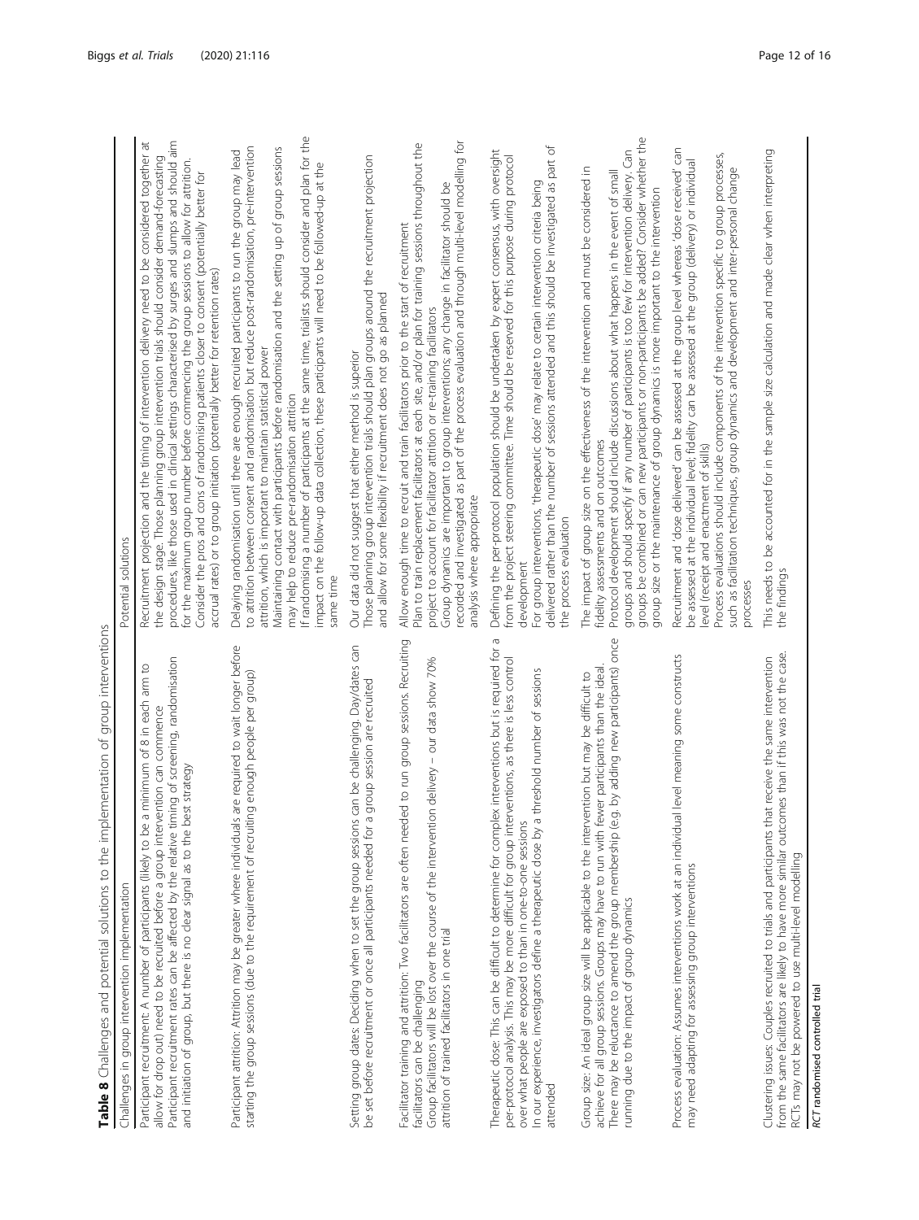**Table 8** Challenges and potential solutions to the implementation of group interventions

| Challenges in group intervention implementation | Potential solutions |
| --- | --- |
| Participant recruitment: A number of participants (likely to be a minimum of 8 in each arm to allow for drop out) need to be recruited before a group intervention can commence<br>Participant recruitment rates can be affected by the relative timing of screening, randomisation and initiation of group, but there is no clear signal as to the best strategy | Recruitment projection and the timing of intervention delivery need to be considered together at the design stage. Those planning group intervention trials should consider demand-forecasting procedures, like those used in clinical settings characterised by surges and slumps and should aim for the maximum group number before commencing the group sessions to allow for attrition.<br>Consider the pros and cons of randomising patients closer to consent (potentially better for accrual rates) or to group initiation (potentially better for retention rates) |
| Participant attrition: Attrition may be greater where individuals are required to wait longer before starting the group sessions (due to the requirement of recruiting enough people per group) | Delaying randomisation until there are enough recruited participants to run the group may lead to attrition between consent and randomisation but reduce post-randomisation, pre-intervention attrition, which is important to maintain statistical power<br>Maintaining contact with participants before randomisation and the setting up of group sessions may help to reduce pre-randomisation attrition<br>If randomising a number of participants at the same time, trialists should consider and plan for the impact on the follow-up data collection, these participants will need to be followed-up at the same time |
| Setting group dates: Deciding when to set the group sessions can be challenging. Day/dates can be set before recruitment or once all participants needed for a group session are recruited | Our data did not suggest that either method is superior<br>Those planning group intervention trials should plan groups around the recruitment projection and allow for some flexibility if recruitment does not go as planned |
| Facilitator training and attrition: Two facilitators are often needed to run group sessions. Recruiting facilitators can be challenging<br>Group facilitators will be lost over the course of the intervention delivery – our data show 70% attrition of trained facilitators in one trial | Allow enough time to recruit and train facilitators prior to the start of recruitment<br>Plan to train replacement facilitators at each site, and/or plan for training sessions throughout the project to account for facilitator attrition or re-training facilitators<br>Group dynamics are important to group interventions; any change in facilitator should be recorded and investigated as part of the process evaluation and through multi-level modelling for analysis where appropriate |
| Therapeutic dose: This can be difficult to determine for complex interventions but is required for a per-protocol analysis. This may be more difficult for group interventions, as there is less control over what people are exposed to than in one-to-one sessions<br>In our experience, investigators define a therapeutic dose by a threshold number of sessions attended | Defining the per-protocol population should be undertaken by expert consensus, with oversight from the project steering committee. Time should be reserved for this purpose during protocol development<br>For group interventions, 'therapeutic dose' may relate to certain intervention criteria being delivered rather than the number of sessions attended and this should be investigated as part of the process evaluation |
| Group size: An ideal group size will be applicable to the intervention but may be difficult to achieve for all group sessions. Groups may have to run with fewer participants than the ideal.<br>There may be reluctance to amend the group membership (e.g. by adding new participants) once running due to the impact of group dynamics | The impact of group size on the effectiveness of the intervention and must be considered in fidelity assessments and on outcomes<br>Protocol development should include discussions about what happens in the event of small groups and should specify if any number of participants is too few for intervention delivery. Can groups be combined or can new participants or non-participants be added? Consider whether the group size or the maintenance of group dynamics is more important to the intervention |
| Process evaluation: Assumes interventions work at an individual level meaning some constructs may need adapting for assessing group interventions | Recruitment and 'dose delivered' can be assessed at the group level whereas 'dose received' can be assessed at the individual level; fidelity can be assessed at the group (delivery) or individual level (receipt and enactment of skills)<br>Process evaluations should include components of the intervention specific to group processes, such as facilitation techniques, group dynamics and development and inter-personal change processes |
| Clustering issues: Couples recruited to trials and participants that receive the same intervention from the same facilitators are likely to have more similar outcomes than if this was not the case. RCTs may not be powered to use multi-level modelling | This needs to be accounted for in the sample size calculation and made clear when interpreting the findings |

*RCT* randomised controlled trial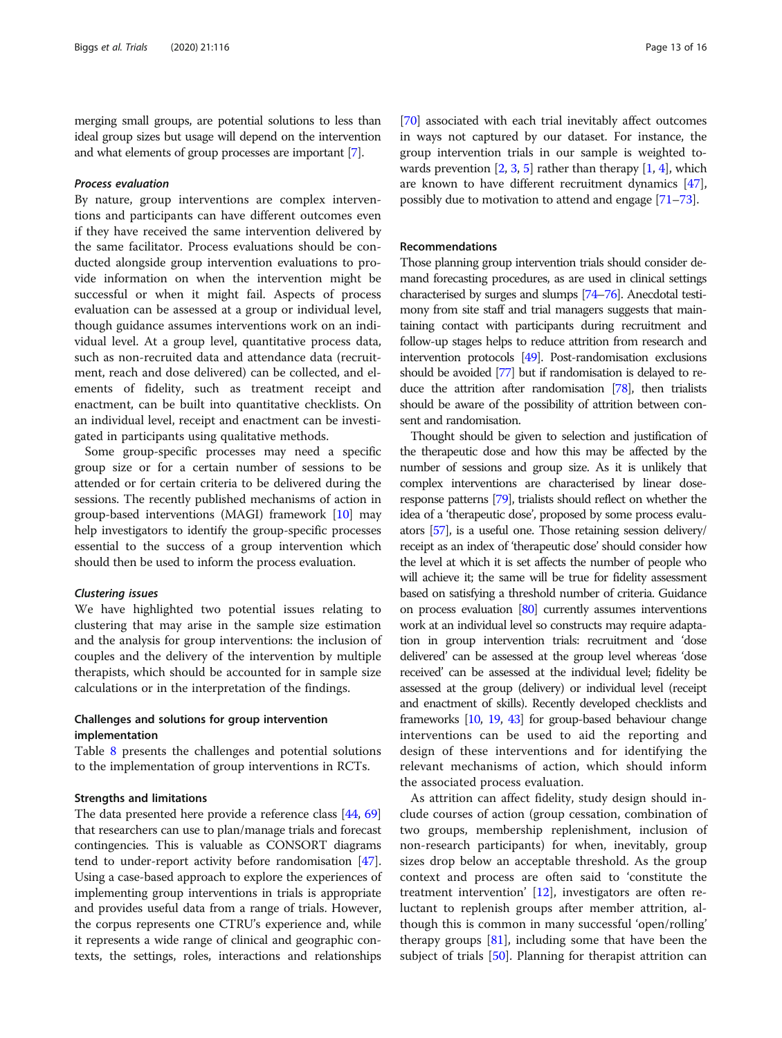merging small groups, are potential solutions to less than ideal group sizes but usage will depend on the intervention and what elements of group processes are important [7].

#### *Process evaluation*

By nature, group interventions are complex interventions and participants can have different outcomes even if they have received the same intervention delivered by the same facilitator. Process evaluations should be conducted alongside group intervention evaluations to provide information on when the intervention might be successful or when it might fail. Aspects of process evaluation can be assessed at a group or individual level, though guidance assumes interventions work on an individual level. At a group level, quantitative process data, such as non-recruited data and attendance data (recruitment, reach and dose delivered) can be collected, and elements of fidelity, such as treatment receipt and enactment, can be built into quantitative checklists. On an individual level, receipt and enactment can be investigated in participants using qualitative methods.

Some group-specific processes may need a specific group size or for a certain number of sessions to be attended or for certain criteria to be delivered during the sessions. The recently published mechanisms of action in group-based interventions (MAGI) framework [10] may help investigators to identify the group-specific processes essential to the success of a group intervention which should then be used to inform the process evaluation.

#### *Clustering issues*

We have highlighted two potential issues relating to clustering that may arise in the sample size estimation and the analysis for group interventions: the inclusion of couples and the delivery of the intervention by multiple therapists, which should be accounted for in sample size calculations or in the interpretation of the findings.

### Challenges and solutions for group intervention implementation

Table 8 presents the challenges and potential solutions to the implementation of group interventions in RCTs.

### Strengths and limitations

The data presented here provide a reference class [44, 69] that researchers can use to plan/manage trials and forecast contingencies. This is valuable as CONSORT diagrams tend to under-report activity before randomisation [47]. Using a case-based approach to explore the experiences of implementing group interventions in trials is appropriate and provides useful data from a range of trials. However, the corpus represents one CTRU's experience and, while it represents a wide range of clinical and geographic contexts, the settings, roles, interactions and relationships [70] associated with each trial inevitably affect outcomes in ways not captured by our dataset. For instance, the group intervention trials in our sample is weighted towards prevention [2, 3, 5] rather than therapy [1, 4], which are known to have different recruitment dynamics [47], possibly due to motivation to attend and engage [71–73].

## Recommendations

Those planning group intervention trials should consider demand forecasting procedures, as are used in clinical settings characterised by surges and slumps [74–76]. Anecdotal testimony from site staff and trial managers suggests that maintaining contact with participants during recruitment and follow-up stages helps to reduce attrition from research and intervention protocols [49]. Post-randomisation exclusions should be avoided [77] but if randomisation is delayed to reduce the attrition after randomisation [78], then trialists should be aware of the possibility of attrition between consent and randomisation.

Thought should be given to selection and justification of the therapeutic dose and how this may be affected by the number of sessions and group size. As it is unlikely that complex interventions are characterised by linear dose-response patterns [79], trialists should reflect on whether the idea of a 'therapeutic dose', proposed by some process evaluators [57], is a useful one. Those retaining session delivery/receipt as an index of 'therapeutic dose' should consider how the level at which it is set affects the number of people who will achieve it; the same will be true for fidelity assessment based on satisfying a threshold number of criteria. Guidance on process evaluation [80] currently assumes interventions work at an individual level so constructs may require adaptation in group intervention trials: recruitment and 'dose delivered' can be assessed at the group level whereas 'dose received' can be assessed at the individual level; fidelity be assessed at the group (delivery) or individual level (receipt and enactment of skills). Recently developed checklists and frameworks [10, 19, 43] for group-based behaviour change interventions can be used to aid the reporting and design of these interventions and for identifying the relevant mechanisms of action, which should inform the associated process evaluation.

As attrition can affect fidelity, study design should include courses of action (group cessation, combination of two groups, membership replenishment, inclusion of non-research participants) for when, inevitably, group sizes drop below an acceptable threshold. As the group context and process are often said to 'constitute the treatment intervention' [12], investigators are often reluctant to replenish groups after member attrition, although this is common in many successful 'open/rolling' therapy groups [81], including some that have been the subject of trials [50]. Planning for therapist attrition can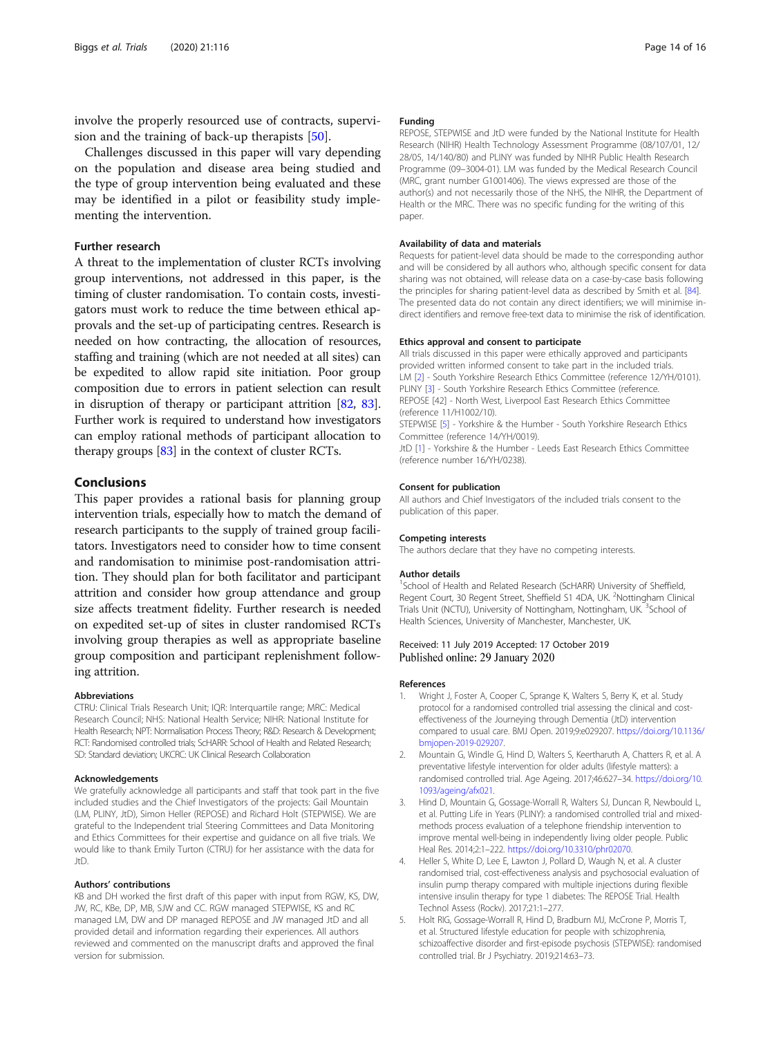involve the properly resourced use of contracts, supervision and the training of back-up therapists [50].

Challenges discussed in this paper will vary depending on the population and disease area being studied and the type of group intervention being evaluated and these may be identified in a pilot or feasibility study implementing the intervention.

### Further research

A threat to the implementation of cluster RCTs involving group interventions, not addressed in this paper, is the timing of cluster randomisation. To contain costs, investigators must work to reduce the time between ethical approvals and the set-up of participating centres. Research is needed on how contracting, the allocation of resources, staffing and training (which are not needed at all sites) can be expedited to allow rapid site initiation. Poor group composition due to errors in patient selection can result in disruption of therapy or participant attrition [82, 83]. Further work is required to understand how investigators can employ rational methods of participant allocation to therapy groups [83] in the context of cluster RCTs.

## Conclusions

This paper provides a rational basis for planning group intervention trials, especially how to match the demand of research participants to the supply of trained group facilitators. Investigators need to consider how to time consent and randomisation to minimise post-randomisation attrition. They should plan for both facilitator and participant attrition and consider how group attendance and group size affects treatment fidelity. Further research is needed on expedited set-up of sites in cluster randomised RCTs involving group therapies as well as appropriate baseline group composition and participant replenishment following attrition.

#### Abbreviations

CTRU: Clinical Trials Research Unit; IQR: Interquartile range; MRC: Medical Research Council; NHS: National Health Service; NIHR: National Institute for Health Research; NPT: Normalisation Process Theory; R&D: Research & Development; RCT: Randomised controlled trials; ScHARR: School of Health and Related Research; SD: Standard deviation; UKCRC: UK Clinical Research Collaboration

#### Acknowledgements

We gratefully acknowledge all participants and staff that took part in the five included studies and the Chief Investigators of the projects: Gail Mountain (LM, PLINY, JtD), Simon Heller (REPOSE) and Richard Holt (STEPWISE). We are grateful to the Independent trial Steering Committees and Data Monitoring and Ethics Committees for their expertise and guidance on all five trials. We would like to thank Emily Turton (CTRU) for her assistance with the data for JtD.

#### Authors' contributions

KB and DH worked the first draft of this paper with input from RGW, KS, DW, JW, RC, KBe, DP, MB, SJW and CC. RGW managed STEPWISE, KS and RC managed LM, DW and DP managed REPOSE and JW managed JtD and all provided detail and information regarding their experiences. All authors reviewed and commented on the manuscript drafts and approved the final version for submission.

#### Funding

REPOSE, STEPWISE and JtD were funded by the National Institute for Health Research (NIHR) Health Technology Assessment Programme (08/107/01, 12/28/05, 14/140/80) and PLINY was funded by NIHR Public Health Research Programme (09–3004-01). LM was funded by the Medical Research Council (MRC, grant number G1001406). The views expressed are those of the author(s) and not necessarily those of the NHS, the NIHR, the Department of Health or the MRC. There was no specific funding for the writing of this paper.

#### Availability of data and materials

Requests for patient-level data should be made to the corresponding author and will be considered by all authors who, although specific consent for data sharing was not obtained, will release data on a case-by-case basis following the principles for sharing patient-level data as described by Smith et al. [84]. The presented data do not contain any direct identifiers; we will minimise indirect identifiers and remove free-text data to minimise the risk of identification.

#### Ethics approval and consent to participate

All trials discussed in this paper were ethically approved and participants provided written informed consent to take part in the included trials.
LM [2] - South Yorkshire Research Ethics Committee (reference 12/YH/0101).
PLINY [3] - South Yorkshire Research Ethics Committee (reference.
REPOSE [42] - North West, Liverpool East Research Ethics Committee (reference 11/H1002/10).
STEPWISE [5] - Yorkshire & the Humber - South Yorkshire Research Ethics Committee (reference 14/YH/0019).
JtD [1] - Yorkshire & the Humber - Leeds East Research Ethics Committee (reference number 16/YH/0238).

#### Consent for publication

All authors and Chief Investigators of the included trials consent to the publication of this paper.

#### Competing interests

The authors declare that they have no competing interests.

#### Author details

[1]School of Health and Related Research (ScHARR) University of Sheffield, Regent Court, 30 Regent Street, Sheffield S1 4DA, UK. [2]Nottingham Clinical Trials Unit (NCTU), University of Nottingham, Nottingham, UK. [3]School of Health Sciences, University of Manchester, Manchester, UK.

Received: 11 July 2019 Accepted: 17 October 2019
Published online: 29 January 2020

#### References

1. Wright J, Foster A, Cooper C, Sprange K, Walters S, Berry K, et al. Study protocol for a randomised controlled trial assessing the clinical and cost-effectiveness of the Journeying through Dementia (JtD) intervention compared to usual care. BMJ Open. 2019;9:e029207. https://doi.org/10.1136/bmjopen-2019-029207.
2. Mountain G, Windle G, Hind D, Walters S, Keertharuth A, Chatters R, et al. A preventative lifestyle intervention for older adults (lifestyle matters): a randomised controlled trial. Age Ageing. 2017;46:627–34. https://doi.org/10.1093/ageing/afx021.
3. Hind D, Mountain G, Gossage-Worrall R, Walters SJ, Duncan R, Newbould L, et al. Putting Life in Years (PLINY): a randomised controlled trial and mixed-methods process evaluation of a telephone friendship intervention to improve mental well-being in independently living older people. Public Heal Res. 2014;2:1–222. https://doi.org/10.3310/phr02070.
4. Heller S, White D, Lee E, Lawton J, Pollard D, Waugh N, et al. A cluster randomised trial, cost-effectiveness analysis and psychosocial evaluation of insulin pump therapy compared with multiple injections during flexible intensive insulin therapy for type 1 diabetes: The REPOSE Trial. Health Technol Assess (Rockv). 2017;21:1–277.
5. Holt RIG, Gossage-Worrall R, Hind D, Bradburn MJ, McCrone P, Morris T, et al. Structured lifestyle education for people with schizophrenia, schizoaffective disorder and first-episode psychosis (STEPWISE): randomised controlled trial. Br J Psychiatry. 2019;214:63–73.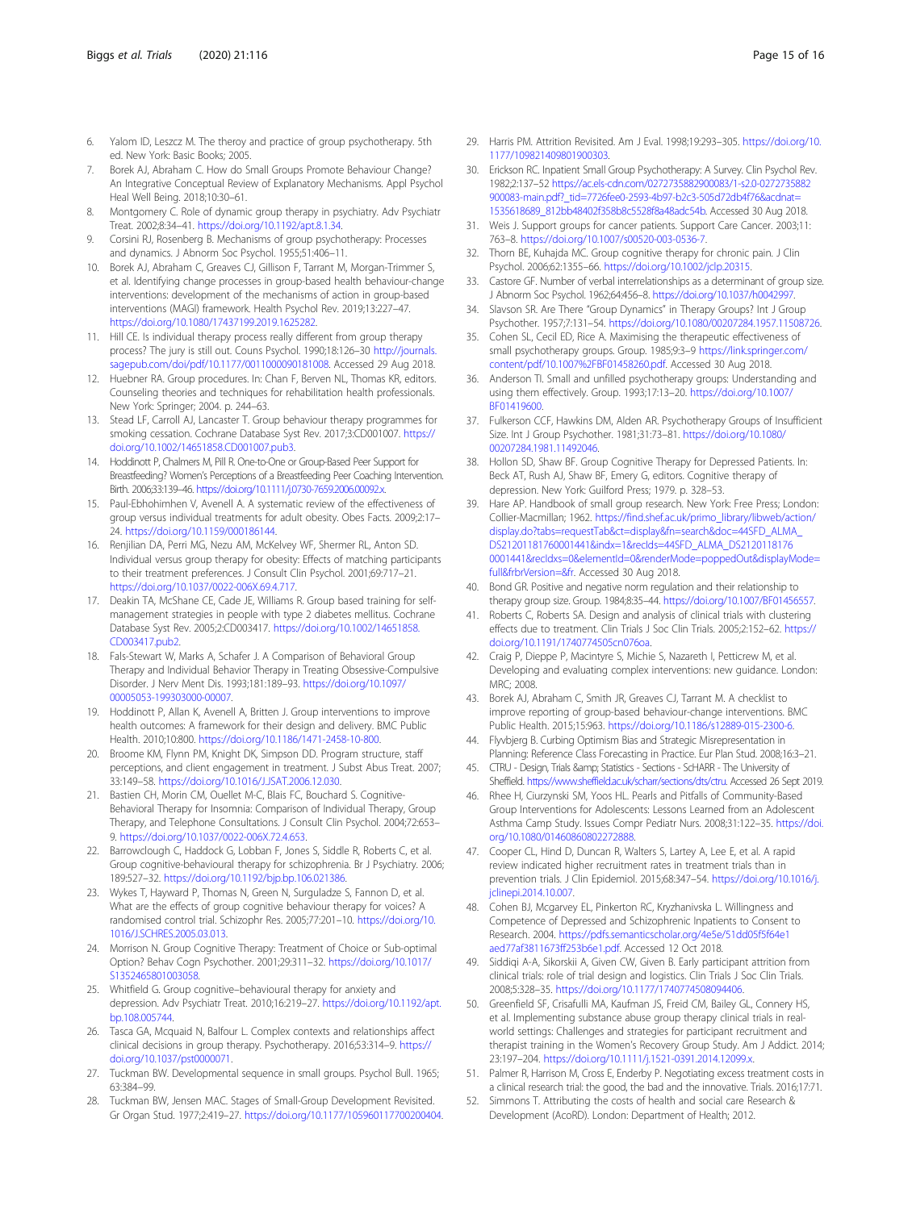6. Yalom ID, Leszcz M. The theroy and practice of group psychotherapy. 5th ed. New York: Basic Books; 2005.
7. Borek AJ, Abraham C. How do Small Groups Promote Behaviour Change? An Integrative Conceptual Review of Explanatory Mechanisms. Appl Psychol Heal Well Being. 2018;10:30–61.
8. Montgomery C. Role of dynamic group therapy in psychiatry. Adv Psychiatr Treat. 2002;8:34–41. https://doi.org/10.1192/apt.8.1.34.
9. Corsini RJ, Rosenberg B. Mechanisms of group psychotherapy: Processes and dynamics. J Abnorm Soc Psychol. 1955;51:406–11.
10. Borek AJ, Abraham C, Greaves CJ, Gillison F, Tarrant M, Morgan-Trimmer S, et al. Identifying change processes in group-based health behaviour-change interventions: development of the mechanisms of action in group-based interventions (MAGI) framework. Health Psychol Rev. 2019;13:227–47. https://doi.org/10.1080/17437199.2019.1625282.
11. Hill CE. Is individual therapy process really different from group therapy process? The jury is still out. Couns Psychol. 1990;18:126–30 http://journals.sagepub.com/doi/pdf/10.1177/0011000090181008. Accessed 29 Aug 2018.
12. Huebner RA. Group procedures. In: Chan F, Berven NL, Thomas KR, editors. Counseling theories and techniques for rehabilitation health professionals. New York: Springer; 2004. p. 244–63.
13. Stead LF, Carroll AJ, Lancaster T. Group behaviour therapy programmes for smoking cessation. Cochrane Database Syst Rev. 2017;3:CD001007. https://doi.org/10.1002/14651858.CD001007.pub3.
14. Hoddinott P, Chalmers M, Pill R. One-to-One or Group-Based Peer Support for Breastfeeding? Women's Perceptions of a Breastfeeding Peer Coaching Intervention. Birth. 2006;33:139–46. https://doi.org/10.1111/j.0730-7659.2006.00092.x.
15. Paul-Ebhohimhen V, Avenell A. A systematic review of the effectiveness of group versus individual treatments for adult obesity. Obes Facts. 2009;2:17–24. https://doi.org/10.1159/000186144.
16. Renjilian DA, Perri MG, Nezu AM, McKelvey WF, Shermer RL, Anton SD. Individual versus group therapy for obesity: Effects of matching participants to their treatment preferences. J Consult Clin Psychol. 2001;69:717–21. https://doi.org/10.1037/0022-006X.69.4.717.
17. Deakin TA, McShane CE, Cade JE, Williams R. Group based training for self-management strategies in people with type 2 diabetes mellitus. Cochrane Database Syst Rev. 2005;2:CD003417. https://doi.org/10.1002/14651858.CD003417.pub2.
18. Fals-Stewart W, Marks A, Schafer J. A Comparison of Behavioral Group Therapy and Individual Behavior Therapy in Treating Obsessive-Compulsive Disorder. J Nerv Ment Dis. 1993;181:189–93. https://doi.org/10.1097/00005053-199303000-00007.
19. Hoddinott P, Allan K, Avenell A, Britten J. Group interventions to improve health outcomes: A framework for their design and delivery. BMC Public Health. 2010;10:800. https://doi.org/10.1186/1471-2458-10-800.
20. Broome KM, Flynn PM, Knight DK, Simpson DD. Program structure, staff perceptions, and client engagement in treatment. J Subst Abus Treat. 2007;33:149–58. https://doi.org/10.1016/J.JSAT.2006.12.030.
21. Bastien CH, Morin CM, Ouellet M-C, Blais FC, Bouchard S. Cognitive-Behavioral Therapy for Insomnia: Comparison of Individual Therapy, Group Therapy, and Telephone Consultations. J Consult Clin Psychol. 2004;72:653–9. https://doi.org/10.1037/0022-006X.72.4.653.
22. Barrowclough C, Haddock G, Lobban F, Jones S, Siddle R, Roberts C, et al. Group cognitive-behavioural therapy for schizophrenia. Br J Psychiatry. 2006;189:527–32. https://doi.org/10.1192/bjp.bp.106.021386.
23. Wykes T, Hayward P, Thomas N, Green N, Surguladze S, Fannon D, et al. What are the effects of group cognitive behaviour therapy for voices? A randomised control trial. Schizophr Res. 2005;77:201–10. https://doi.org/10.1016/J.SCHRES.2005.03.013.
24. Morrison N. Group Cognitive Therapy: Treatment of Choice or Sub-optimal Option? Behav Cogn Psychother. 2001;29:311–32. https://doi.org/10.1017/S1352465801003058.
25. Whitfield G. Group cognitive–behavioural therapy for anxiety and depression. Adv Psychiatr Treat. 2010;16:219–27. https://doi.org/10.1192/apt.bp.108.005744.
26. Tasca GA, Mcquaid N, Balfour L. Complex contexts and relationships affect clinical decisions in group therapy. Psychotherapy. 2016;53:314–9. https://doi.org/10.1037/pst0000071.
27. Tuckman BW. Developmental sequence in small groups. Psychol Bull. 1965;63:384–99.
28. Tuckman BW, Jensen MAC. Stages of Small-Group Development Revisited. Gr Organ Stud. 1977;2:419–27. https://doi.org/10.1177/105960117700200404.
29. Harris PM. Attrition Revisited. Am J Eval. 1998;19:293–305. https://doi.org/10.1177/109821409801900303.
30. Erickson RC. Inpatient Small Group Psychotherapy: A Survey. Clin Psychol Rev. 1982;2:137–52 https://ac.els-cdn.com/0272735882900083/1-s2.0-0272735882900083-main.pdf?_tid=7726fee0-2593-4b97-b2c3-505d72db4f76&acdnat=1535618689_812bb48402f358b8c5528f8a48adc54b. Accessed 30 Aug 2018.
31. Weis J. Support groups for cancer patients. Support Care Cancer. 2003;11:763–8. https://doi.org/10.1007/s00520-003-0536-7.
32. Thorn BE, Kuhajda MC. Group cognitive therapy for chronic pain. J Clin Psychol. 2006;62:1355–66. https://doi.org/10.1002/jclp.20315.
33. Castore GF. Number of verbal interrelationships as a determinant of group size. J Abnorm Soc Psychol. 1962;64:456–8. https://doi.org/10.1037/h0042997.
34. Slavson SR. Are There "Group Dynamics" in Therapy Groups? Int J Group Psychother. 1957;7:131–54. https://doi.org/10.1080/00207284.1957.11508726.
35. Cohen SL, Cecil ED, Rice A. Maximising the therapeutic effectiveness of small psychotherapy groups. Group. 1985;9:3–9 https://link.springer.com/content/pdf/10.1007%2FBF01458260.pdf. Accessed 30 Aug 2018.
36. Anderson TI. Small and unfilled psychotherapy groups: Understanding and using them effectively. Group. 1993;17:13–20. https://doi.org/10.1007/BF01419600.
37. Fulkerson CCF, Hawkins DM, Alden AR. Psychotherapy Groups of Insufficient Size. Int J Group Psychother. 1981;31:73–81. https://doi.org/10.1080/00207284.1981.11492046.
38. Hollon SD, Shaw BF. Group Cognitive Therapy for Depressed Patients. In: Beck AT, Rush AJ, Shaw BF, Emery G, editors. Cognitive therapy of depression. New York: Guilford Press; 1979. p. 328–53.
39. Hare AP. Handbook of small group research. New York: Free Press; London: Collier-Macmillan; 1962. https://find.shef.ac.uk/primo_library/libweb/action/display.do?tabs=requestTab&ct=display&fn=search&doc=44SFD_ALMA_DS21201181760001441&indx=1&recIds=44SFD_ALMA_DS21201181760001441&recIdxs=0&elementId=0&renderMode=poppedOut&displayMode=full&frbrVersion=&fr. Accessed 30 Aug 2018.
40. Bond GR. Positive and negative norm regulation and their relationship to therapy group size. Group. 1984;8:35–44. https://doi.org/10.1007/BF01456557.
41. Roberts C, Roberts SA. Design and analysis of clinical trials with clustering effects due to treatment. Clin Trials J Soc Clin Trials. 2005;2:152–62. https://doi.org/10.1191/1740774505cn076oa.
42. Craig P, Dieppe P, Macintyre S, Michie S, Nazareth I, Petticrew M, et al. Developing and evaluating complex interventions: new guidance. London: MRC; 2008.
43. Borek AJ, Abraham C, Smith JR, Greaves CJ, Tarrant M. A checklist to improve reporting of group-based behaviour-change interventions. BMC Public Health. 2015;15:963. https://doi.org/10.1186/s12889-015-2300-6.
44. Flyvbjerg B. Curbing Optimism Bias and Strategic Misrepresentation in Planning: Reference Class Forecasting in Practice. Eur Plan Stud. 2008;16:3–21.
45. CTRU - Design, Trials &amp; Statistics - Sections - ScHARR - The University of Sheffield. https://www.sheffield.ac.uk/scharr/sections/dts/ctru. Accessed 26 Sept 2019.
46. Rhee H, Ciurzynski SM, Yoos HL. Pearls and Pitfalls of Community-Based Group Interventions for Adolescents: Lessons Learned from an Adolescent Asthma Camp Study. Issues Compr Pediatr Nurs. 2008;31:122–35. https://doi.org/10.1080/01460860802272888.
47. Cooper CL, Hind D, Duncan R, Walters S, Lartey A, Lee E, et al. A rapid review indicated higher recruitment rates in treatment trials than in prevention trials. J Clin Epidemiol. 2015;68:347–54. https://doi.org/10.1016/j.jclinepi.2014.10.007.
48. Cohen BJ, Mcgarvey EL, Pinkerton RC, Kryzhanivska L. Willingness and Competence of Depressed and Schizophrenic Inpatients to Consent to Research. 2004. https://pdfs.semanticscholar.org/4e5e/51dd05f5f64e1aed77af3811673ff253b6e1.pdf. Accessed 12 Oct 2018.
49. Siddiqi A-A, Sikorskii A, Given CW, Given B. Early participant attrition from clinical trials: role of trial design and logistics. Clin Trials J Soc Clin Trials. 2008;5:328–35. https://doi.org/10.1177/1740774508094406.
50. Greenfield SF, Crisafulli MA, Kaufman JS, Freid CM, Bailey GL, Connery HS, et al. Implementing substance abuse group therapy clinical trials in real-world settings: Challenges and strategies for participant recruitment and therapist training in the Women's Recovery Group Study. Am J Addict. 2014;23:197–204. https://doi.org/10.1111/j.1521-0391.2014.12099.x.
51. Palmer R, Harrison M, Cross E, Enderby P. Negotiating excess treatment costs in a clinical research trial: the good, the bad and the innovative. Trials. 2016;17:71.
52. Simmons T. Attributing the costs of health and social care Research & Development (AcoRD). London: Department of Health; 2012.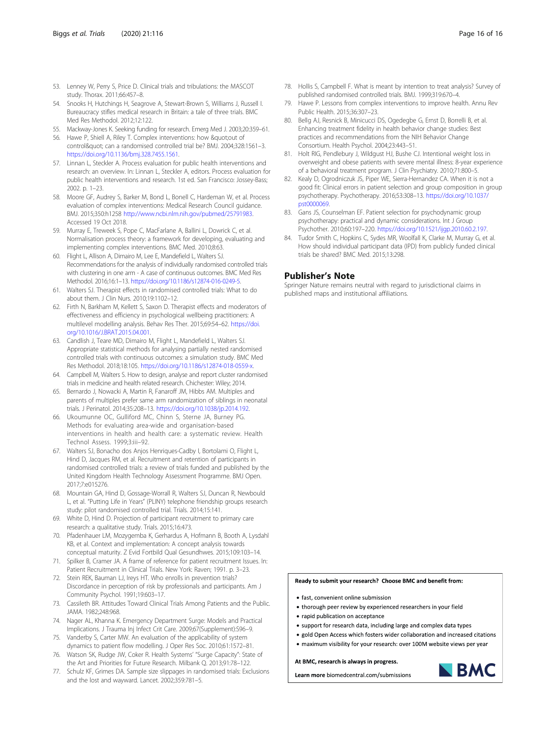53. Lenney W, Perry S, Price D. Clinical trials and tribulations: the MASCOT study. Thorax. 2011;66:457–8.
54. Snooks H, Hutchings H, Seagrove A, Stewart-Brown S, Williams J, Russell I. Bureaucracy stifles medical research in Britain: a tale of three trials. BMC Med Res Methodol. 2012;12:122.
55. Mackway-Jones K. Seeking funding for research. Emerg Med J. 2003;20:359–61.
56. Hawe P, Shiell A, Riley T. Complex interventions: how &quot;out of control&quot; can a randomised controlled trial be? BMJ. 2004;328:1561–3. https://doi.org/10.1136/bmj.328.7455.1561.
57. Linnan L, Steckler A. Process evaluation for public health interventions and research: an overview. In: Linnan L, Steckler A, editors. Process evaluation for public health interventions and research. 1st ed. San Francisco: Jossey-Bass; 2002. p. 1–23.
58. Moore GF, Audrey S, Barker M, Bond L, Bonell C, Hardeman W, et al. Process evaluation of complex interventions: Medical Research Council guidance. BMJ. 2015;350:h1258 http://www.ncbi.nlm.nih.gov/pubmed/25791983. Accessed 19 Oct 2018.
59. Murray E, Treweek S, Pope C, MacFarlane A, Ballini L, Dowrick C, et al. Normalisation process theory: a framework for developing, evaluating and implementing complex interventions. BMC Med. 2010;8:63.
60. Flight L, Allison A, Dimairo M, Lee E, Mandefield L, Walters SJ. Recommendations for the analysis of individually randomised controlled trials with clustering in one arm - A case of continuous outcomes. BMC Med Res Methodol. 2016;16:1–13. https://doi.org/10.1186/s12874-016-0249-5.
61. Walters SJ. Therapist effects in randomised controlled trials: What to do about them. J Clin Nurs. 2010;19:1102–12.
62. Firth N, Barkham M, Kellett S, Saxon D. Therapist effects and moderators of effectiveness and efficiency in psychological wellbeing practitioners: A multilevel modelling analysis. Behav Res Ther. 2015;69:54–62. https://doi.org/10.1016/J.BRAT.2015.04.001.
63. Candlish J, Teare MD, Dimairo M, Flight L, Mandefield L, Walters SJ. Appropriate statistical methods for analysing partially nested randomised controlled trials with continuous outcomes: a simulation study. BMC Med Res Methodol. 2018;18:105. https://doi.org/10.1186/s12874-018-0559-x.
64. Campbell M, Walters S. How to design, analyse and report cluster randomised trials in medicine and health related research. Chichester: Wiley; 2014.
65. Bernardo J, Nowacki A, Martin R, Fanaroff JM, Hibbs AM. Multiples and parents of multiples prefer same arm randomization of siblings in neonatal trials. J Perinatol. 2014;35:208–13. https://doi.org/10.1038/jp.2014.192.
66. Ukoumunne OC, Gulliford MC, Chinn S, Sterne JA, Burney PG. Methods for evaluating area-wide and organisation-based interventions in health and health care: a systematic review. Health Technol Assess. 1999;3:iii–92.
67. Walters SJ, Bonacho dos Anjos Henriques-Cadby I, Bortolami O, Flight L, Hind D, Jacques RM, et al. Recruitment and retention of participants in randomised controlled trials: a review of trials funded and published by the United Kingdom Health Technology Assessment Programme. BMJ Open. 2017;7:e015276.
68. Mountain GA, Hind D, Gossage-Worrall R, Walters SJ, Duncan R, Newbould L, et al. "Putting Life in Years" (PLINY) telephone friendship groups research study: pilot randomised controlled trial. Trials. 2014;15:141.
69. White D, Hind D. Projection of participant recruitment to primary care research: a qualitative study. Trials. 2015;16:473.
70. Pfadenhauer LM, Mozygemba K, Gerhardus A, Hofmann B, Booth A, Lysdahl KB, et al. Context and implementation: A concept analysis towards conceptual maturity. Z Evid Fortbild Qual Gesundhwes. 2015;109:103–14.
71. Spilker B, Cramer JA. A frame of reference for patient recruitment Issues. In: Patient Recruitment in Clinical Trials. New York: Raven; 1991. p. 3–23.
72. Stein REK, Bauman LJ, Ireys HT. Who enrolls in prevention trials? Discordance in perception of risk by professionals and participants. Am J Community Psychol. 1991;19:603–17.
73. Cassileth BR. Attitudes Toward Clinical Trials Among Patients and the Public. JAMA. 1982;248:968.
74. Nager AL, Khanna K. Emergency Department Surge: Models and Practical Implications. J Trauma Inj Infect Crit Care. 2009;67(Supplement):S96–9.
75. Vanderby S, Carter MW. An evaluation of the applicability of system dynamics to patient flow modelling. J Oper Res Soc. 2010;61:1572–81.
76. Watson SK, Rudge JW, Coker R. Health Systems' "Surge Capacity": State of the Art and Priorities for Future Research. Milbank Q. 2013;91:78–122.
77. Schulz KF, Grimes DA. Sample size slippages in randomised trials: Exclusions and the lost and wayward. Lancet. 2002;359:781–5.
78. Hollis S, Campbell F. What is meant by intention to treat analysis? Survey of published randomised controlled trials. BMJ. 1999;319:670–4.
79. Hawe P. Lessons from complex interventions to improve health. Annu Rev Public Health. 2015;36:307–23.
80. Bellg AJ, Resnick B, Minicucci DS, Ogedegbe G, Ernst D, Borrelli B, et al. Enhancing treatment fidelity in health behavior change studies: Best practices and recommendations from the NIH Behavior Change Consortium. Health Psychol. 2004;23:443–51.
81. Holt RIG, Pendlebury J, Wildgust HJ, Bushe CJ. Intentional weight loss in overweight and obese patients with severe mental illness: 8-year experience of a behavioral treatment program. J Clin Psychiatry. 2010;71:800–5.
82. Kealy D, Ogrodniczuk JS, Piper WE, Sierra-Hernandez CA. When it is not a good fit: Clinical errors in patient selection and group composition in group psychotherapy. Psychotherapy. 2016;53:308–13. https://doi.org/10.1037/pst0000069.
83. Gans JS, Counselman EF. Patient selection for psychodynamic group psychotherapy: practical and dynamic considerations. Int J Group Psychother. 2010;60:197–220. https://doi.org/10.1521/ijgp.2010.60.2.197.
84. Tudor Smith C, Hopkins C, Sydes MR, Woolfall K, Clarke M, Murray G, et al. How should individual participant data (IPD) from publicly funded clinical trials be shared? BMC Med. 2015;13:298.

## Publisher's Note

Springer Nature remains neutral with regard to jurisdictional claims in published maps and institutional affiliations.

**Ready to submit your research? Choose BMC and benefit from:**

- fast, convenient online submission
- thorough peer review by experienced researchers in your field
- rapid publication on acceptance
- support for research data, including large and complex data types
- gold Open Access which fosters wider collaboration and increased citations
- maximum visibility for your research: over 100M website views per year

**At BMC, research is always in progress.**

**Learn more** biomedcentral.com/submissions

BMC